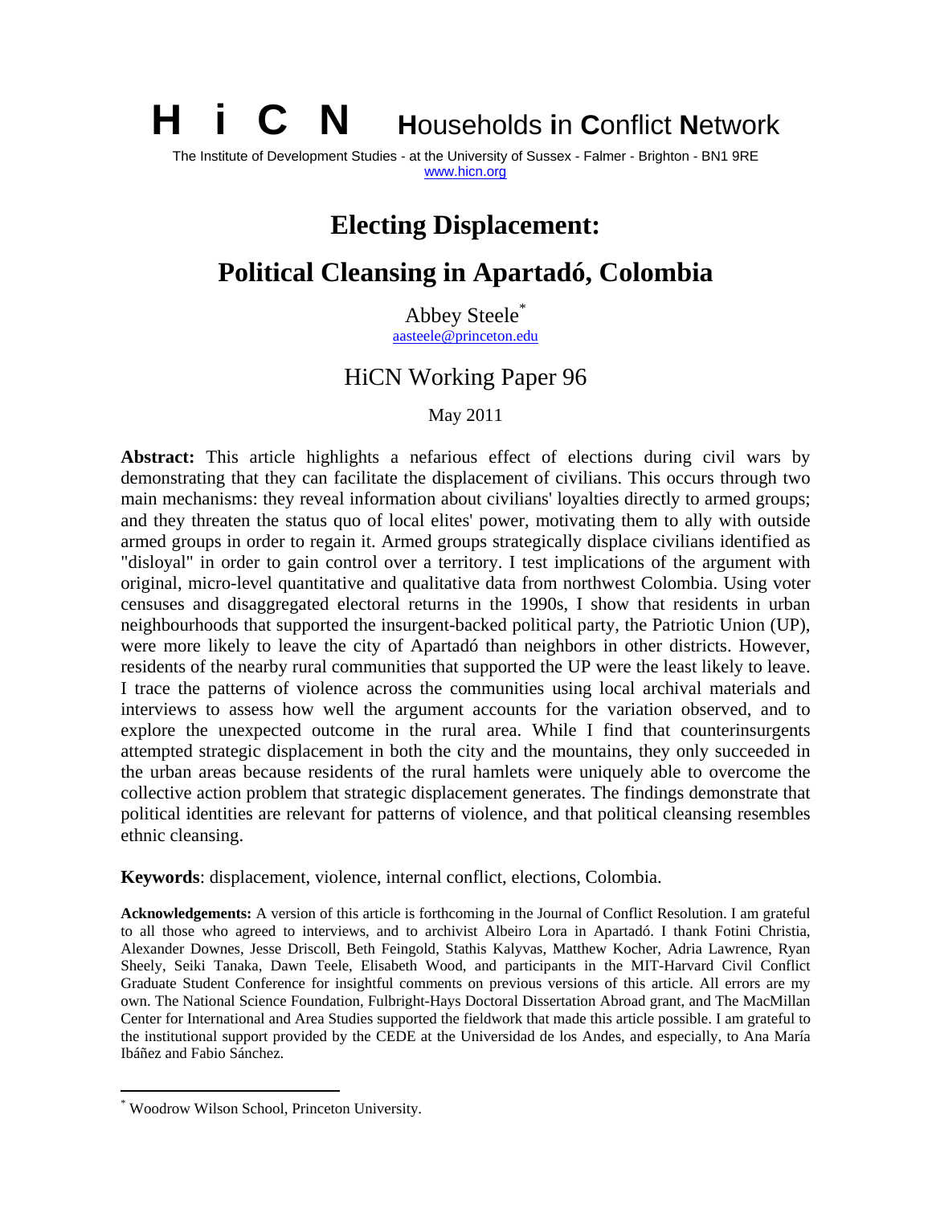**H i C N** **H**ouseholds **i**n **C**onflict **N**etwork

The Institute of Development Studies - at the University of Sussex - Falmer - Brighton - BN1 9RE
www.hicn.org

# Electing Displacement:

# Political Cleansing in Apartadó, Colombia

Abbey Steele*
aasteele@princeton.edu

## HiCN Working Paper 96

May 2011

**Abstract:** This article highlights a nefarious effect of elections during civil wars by demonstrating that they can facilitate the displacement of civilians. This occurs through two main mechanisms: they reveal information about civilians' loyalties directly to armed groups; and they threaten the status quo of local elites' power, motivating them to ally with outside armed groups in order to regain it. Armed groups strategically displace civilians identified as "disloyal" in order to gain control over a territory. I test implications of the argument with original, micro-level quantitative and qualitative data from northwest Colombia. Using voter censuses and disaggregated electoral returns in the 1990s, I show that residents in urban neighbourhoods that supported the insurgent-backed political party, the Patriotic Union (UP), were more likely to leave the city of Apartadó than neighbors in other districts. However, residents of the nearby rural communities that supported the UP were the least likely to leave. I trace the patterns of violence across the communities using local archival materials and interviews to assess how well the argument accounts for the variation observed, and to explore the unexpected outcome in the rural area. While I find that counterinsurgents attempted strategic displacement in both the city and the mountains, they only succeeded in the urban areas because residents of the rural hamlets were uniquely able to overcome the collective action problem that strategic displacement generates. The findings demonstrate that political identities are relevant for patterns of violence, and that political cleansing resembles ethnic cleansing.

**Keywords**: displacement, violence, internal conflict, elections, Colombia.

**Acknowledgements:** A version of this article is forthcoming in the Journal of Conflict Resolution. I am grateful to all those who agreed to interviews, and to archivist Albeiro Lora in Apartadó. I thank Fotini Christia, Alexander Downes, Jesse Driscoll, Beth Feingold, Stathis Kalyvas, Matthew Kocher, Adria Lawrence, Ryan Sheely, Seiki Tanaka, Dawn Teele, Elisabeth Wood, and participants in the MIT-Harvard Civil Conflict Graduate Student Conference for insightful comments on previous versions of this article. All errors are my own. The National Science Foundation, Fulbright-Hays Doctoral Dissertation Abroad grant, and The MacMillan Center for International and Area Studies supported the fieldwork that made this article possible. I am grateful to the institutional support provided by the CEDE at the Universidad de los Andes, and especially, to Ana María Ibáñez and Fabio Sánchez.

---

* Woodrow Wilson School, Princeton University.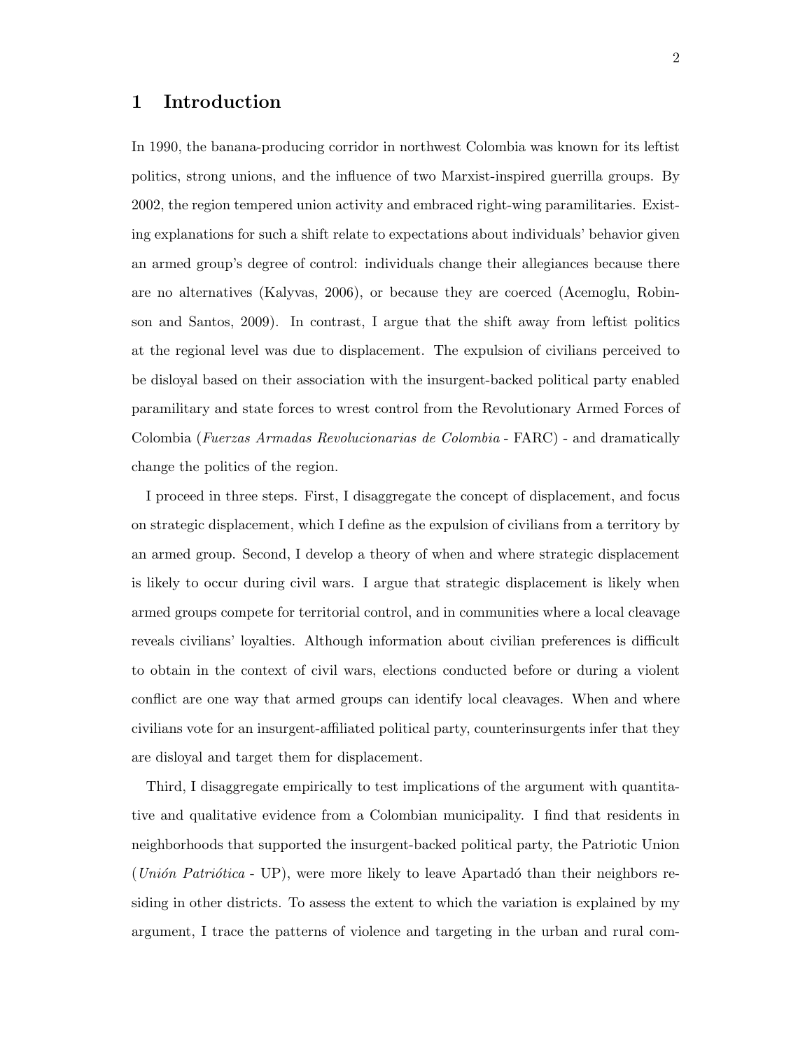# 1 Introduction

In 1990, the banana-producing corridor in northwest Colombia was known for its leftist politics, strong unions, and the influence of two Marxist-inspired guerrilla groups. By 2002, the region tempered union activity and embraced right-wing paramilitaries. Existing explanations for such a shift relate to expectations about individuals' behavior given an armed group's degree of control: individuals change their allegiances because there are no alternatives (Kalyvas, 2006), or because they are coerced (Acemoglu, Robinson and Santos, 2009). In contrast, I argue that the shift away from leftist politics at the regional level was due to displacement. The expulsion of civilians perceived to be disloyal based on their association with the insurgent-backed political party enabled paramilitary and state forces to wrest control from the Revolutionary Armed Forces of Colombia (*Fuerzas Armadas Revolucionarias de Colombia* - FARC) - and dramatically change the politics of the region.

I proceed in three steps. First, I disaggregate the concept of displacement, and focus on strategic displacement, which I define as the expulsion of civilians from a territory by an armed group. Second, I develop a theory of when and where strategic displacement is likely to occur during civil wars. I argue that strategic displacement is likely when armed groups compete for territorial control, and in communities where a local cleavage reveals civilians' loyalties. Although information about civilian preferences is difficult to obtain in the context of civil wars, elections conducted before or during a violent conflict are one way that armed groups can identify local cleavages. When and where civilians vote for an insurgent-affiliated political party, counterinsurgents infer that they are disloyal and target them for displacement.

Third, I disaggregate empirically to test implications of the argument with quantitative and qualitative evidence from a Colombian municipality. I find that residents in neighborhoods that supported the insurgent-backed political party, the Patriotic Union (*Unión Patriótica* - UP), were more likely to leave Apartadó than their neighbors residing in other districts. To assess the extent to which the variation is explained by my argument, I trace the patterns of violence and targeting in the urban and rural com-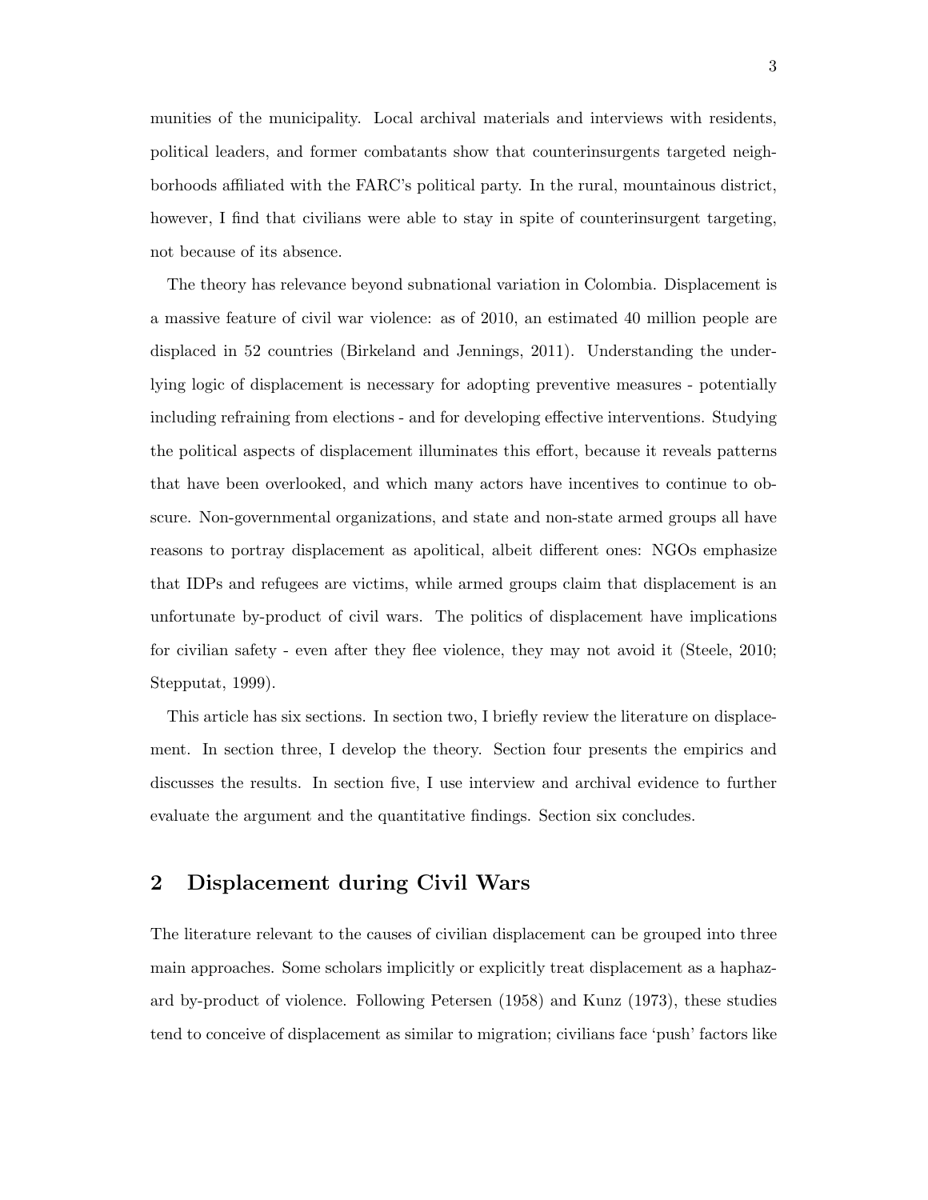munities of the municipality. Local archival materials and interviews with residents, political leaders, and former combatants show that counterinsurgents targeted neighborhoods affiliated with the FARC's political party. In the rural, mountainous district, however, I find that civilians were able to stay in spite of counterinsurgent targeting, not because of its absence.

The theory has relevance beyond subnational variation in Colombia. Displacement is a massive feature of civil war violence: as of 2010, an estimated 40 million people are displaced in 52 countries (Birkeland and Jennings, 2011). Understanding the underlying logic of displacement is necessary for adopting preventive measures - potentially including refraining from elections - and for developing effective interventions. Studying the political aspects of displacement illuminates this effort, because it reveals patterns that have been overlooked, and which many actors have incentives to continue to obscure. Non-governmental organizations, and state and non-state armed groups all have reasons to portray displacement as apolitical, albeit different ones: NGOs emphasize that IDPs and refugees are victims, while armed groups claim that displacement is an unfortunate by-product of civil wars. The politics of displacement have implications for civilian safety - even after they flee violence, they may not avoid it (Steele, 2010; Stepputat, 1999).

This article has six sections. In section two, I briefly review the literature on displacement. In section three, I develop the theory. Section four presents the empirics and discusses the results. In section five, I use interview and archival evidence to further evaluate the argument and the quantitative findings. Section six concludes.

## 2 Displacement during Civil Wars

The literature relevant to the causes of civilian displacement can be grouped into three main approaches. Some scholars implicitly or explicitly treat displacement as a haphazard by-product of violence. Following Petersen (1958) and Kunz (1973), these studies tend to conceive of displacement as similar to migration; civilians face 'push' factors like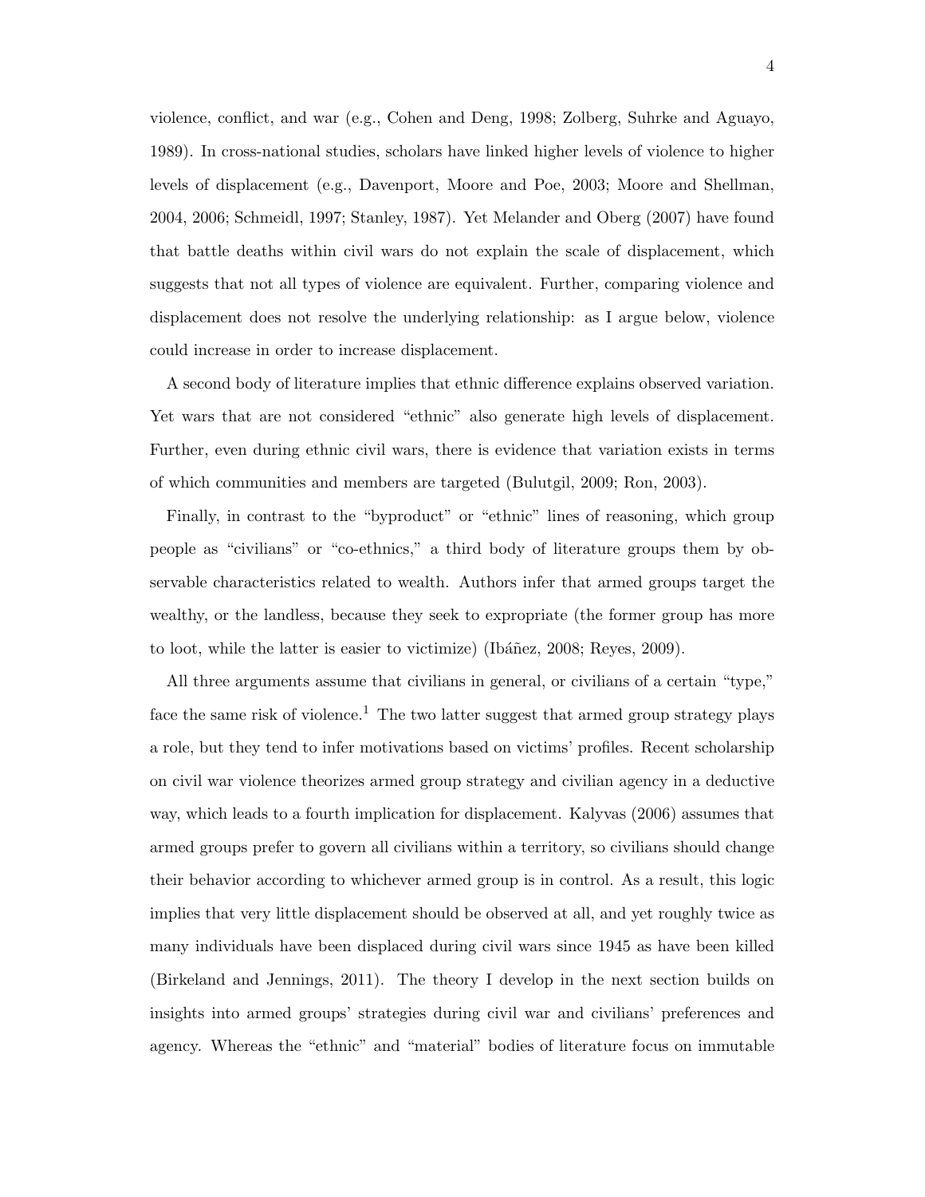violence, conflict, and war (e.g., Cohen and Deng, 1998; Zolberg, Suhrke and Aguayo, 1989). In cross-national studies, scholars have linked higher levels of violence to higher levels of displacement (e.g., Davenport, Moore and Poe, 2003; Moore and Shellman, 2004, 2006; Schmeidl, 1997; Stanley, 1987). Yet Melander and Oberg (2007) have found that battle deaths within civil wars do not explain the scale of displacement, which suggests that not all types of violence are equivalent. Further, comparing violence and displacement does not resolve the underlying relationship: as I argue below, violence could increase in order to increase displacement.

A second body of literature implies that ethnic difference explains observed variation. Yet wars that are not considered "ethnic" also generate high levels of displacement. Further, even during ethnic civil wars, there is evidence that variation exists in terms of which communities and members are targeted (Bulutgil, 2009; Ron, 2003).

Finally, in contrast to the "byproduct" or "ethnic" lines of reasoning, which group people as "civilians" or "co-ethnics," a third body of literature groups them by observable characteristics related to wealth. Authors infer that armed groups target the wealthy, or the landless, because they seek to expropriate (the former group has more to loot, while the latter is easier to victimize) (Ibáñez, 2008; Reyes, 2009).

All three arguments assume that civilians in general, or civilians of a certain "type," face the same risk of violence.[1] The two latter suggest that armed group strategy plays a role, but they tend to infer motivations based on victims' profiles. Recent scholarship on civil war violence theorizes armed group strategy and civilian agency in a deductive way, which leads to a fourth implication for displacement. Kalyvas (2006) assumes that armed groups prefer to govern all civilians within a territory, so civilians should change their behavior according to whichever armed group is in control. As a result, this logic implies that very little displacement should be observed at all, and yet roughly twice as many individuals have been displaced during civil wars since 1945 as have been killed (Birkeland and Jennings, 2011). The theory I develop in the next section builds on insights into armed groups' strategies during civil war and civilians' preferences and agency. Whereas the "ethnic" and "material" bodies of literature focus on immutable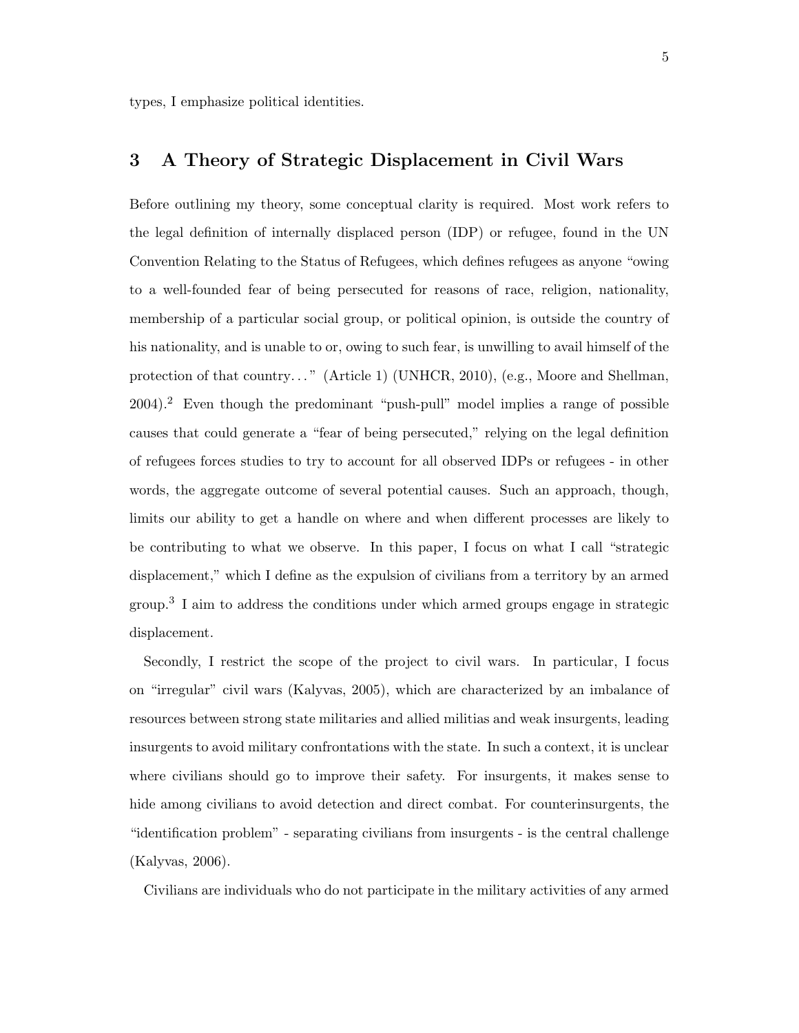types, I emphasize political identities.

## 3 A Theory of Strategic Displacement in Civil Wars

Before outlining my theory, some conceptual clarity is required. Most work refers to the legal definition of internally displaced person (IDP) or refugee, found in the UN Convention Relating to the Status of Refugees, which defines refugees as anyone "owing to a well-founded fear of being persecuted for reasons of race, religion, nationality, membership of a particular social group, or political opinion, is outside the country of his nationality, and is unable to or, owing to such fear, is unwilling to avail himself of the protection of that country. . . " (Article 1) (UNHCR, 2010), (e.g., Moore and Shellman, 2004).[2] Even though the predominant "push-pull" model implies a range of possible causes that could generate a "fear of being persecuted," relying on the legal definition of refugees forces studies to try to account for all observed IDPs or refugees - in other words, the aggregate outcome of several potential causes. Such an approach, though, limits our ability to get a handle on where and when different processes are likely to be contributing to what we observe. In this paper, I focus on what I call "strategic displacement," which I define as the expulsion of civilians from a territory by an armed group.[3] I aim to address the conditions under which armed groups engage in strategic displacement.

Secondly, I restrict the scope of the project to civil wars. In particular, I focus on "irregular" civil wars (Kalyvas, 2005), which are characterized by an imbalance of resources between strong state militaries and allied militias and weak insurgents, leading insurgents to avoid military confrontations with the state. In such a context, it is unclear where civilians should go to improve their safety. For insurgents, it makes sense to hide among civilians to avoid detection and direct combat. For counterinsurgents, the "identification problem" - separating civilians from insurgents - is the central challenge (Kalyvas, 2006).

Civilians are individuals who do not participate in the military activities of any armed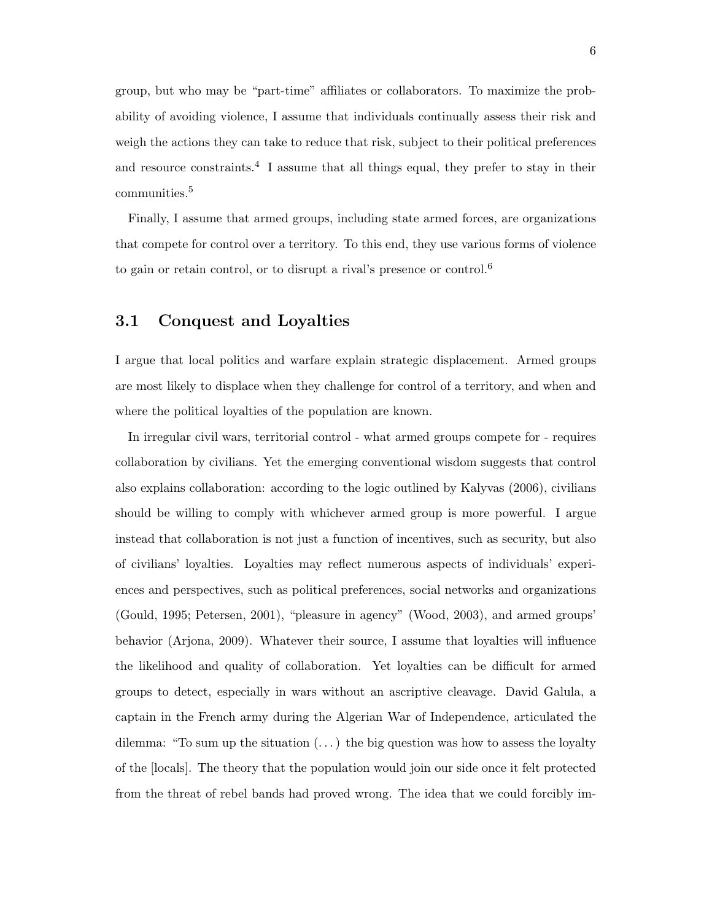group, but who may be "part-time" affiliates or collaborators. To maximize the probability of avoiding violence, I assume that individuals continually assess their risk and weigh the actions they can take to reduce that risk, subject to their political preferences and resource constraints.[4] I assume that all things equal, they prefer to stay in their communities.[5]

Finally, I assume that armed groups, including state armed forces, are organizations that compete for control over a territory. To this end, they use various forms of violence to gain or retain control, or to disrupt a rival's presence or control.[6]

## 3.1 Conquest and Loyalties

I argue that local politics and warfare explain strategic displacement. Armed groups are most likely to displace when they challenge for control of a territory, and when and where the political loyalties of the population are known.

In irregular civil wars, territorial control - what armed groups compete for - requires collaboration by civilians. Yet the emerging conventional wisdom suggests that control also explains collaboration: according to the logic outlined by Kalyvas (2006), civilians should be willing to comply with whichever armed group is more powerful. I argue instead that collaboration is not just a function of incentives, such as security, but also of civilians' loyalties. Loyalties may reflect numerous aspects of individuals' experiences and perspectives, such as political preferences, social networks and organizations (Gould, 1995; Petersen, 2001), "pleasure in agency" (Wood, 2003), and armed groups' behavior (Arjona, 2009). Whatever their source, I assume that loyalties will influence the likelihood and quality of collaboration. Yet loyalties can be difficult for armed groups to detect, especially in wars without an ascriptive cleavage. David Galula, a captain in the French army during the Algerian War of Independence, articulated the dilemma: "To sum up the situation (...) the big question was how to assess the loyalty of the [locals]. The theory that the population would join our side once it felt protected from the threat of rebel bands had proved wrong. The idea that we could forcibly im-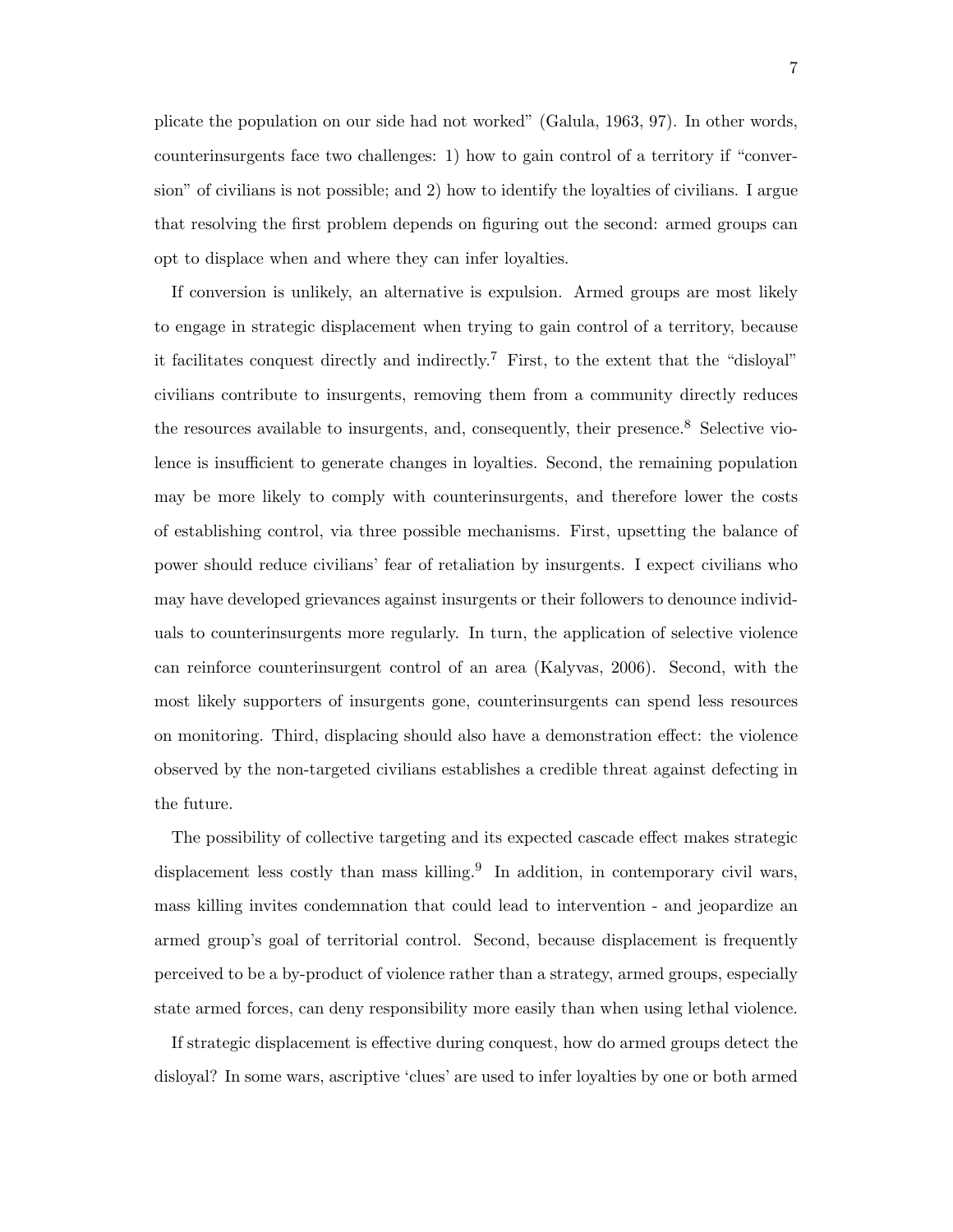plicate the population on our side had not worked" (Galula, 1963, 97). In other words, counterinsurgents face two challenges: 1) how to gain control of a territory if "conversion" of civilians is not possible; and 2) how to identify the loyalties of civilians. I argue that resolving the first problem depends on figuring out the second: armed groups can opt to displace when and where they can infer loyalties.

If conversion is unlikely, an alternative is expulsion. Armed groups are most likely to engage in strategic displacement when trying to gain control of a territory, because it facilitates conquest directly and indirectly.[7] First, to the extent that the "disloyal" civilians contribute to insurgents, removing them from a community directly reduces the resources available to insurgents, and, consequently, their presence.[8] Selective violence is insufficient to generate changes in loyalties. Second, the remaining population may be more likely to comply with counterinsurgents, and therefore lower the costs of establishing control, via three possible mechanisms. First, upsetting the balance of power should reduce civilians' fear of retaliation by insurgents. I expect civilians who may have developed grievances against insurgents or their followers to denounce individuals to counterinsurgents more regularly. In turn, the application of selective violence can reinforce counterinsurgent control of an area (Kalyvas, 2006). Second, with the most likely supporters of insurgents gone, counterinsurgents can spend less resources on monitoring. Third, displacing should also have a demonstration effect: the violence observed by the non-targeted civilians establishes a credible threat against defecting in the future.

The possibility of collective targeting and its expected cascade effect makes strategic displacement less costly than mass killing.[9] In addition, in contemporary civil wars, mass killing invites condemnation that could lead to intervention - and jeopardize an armed group's goal of territorial control. Second, because displacement is frequently perceived to be a by-product of violence rather than a strategy, armed groups, especially state armed forces, can deny responsibility more easily than when using lethal violence.

If strategic displacement is effective during conquest, how do armed groups detect the disloyal? In some wars, ascriptive 'clues' are used to infer loyalties by one or both armed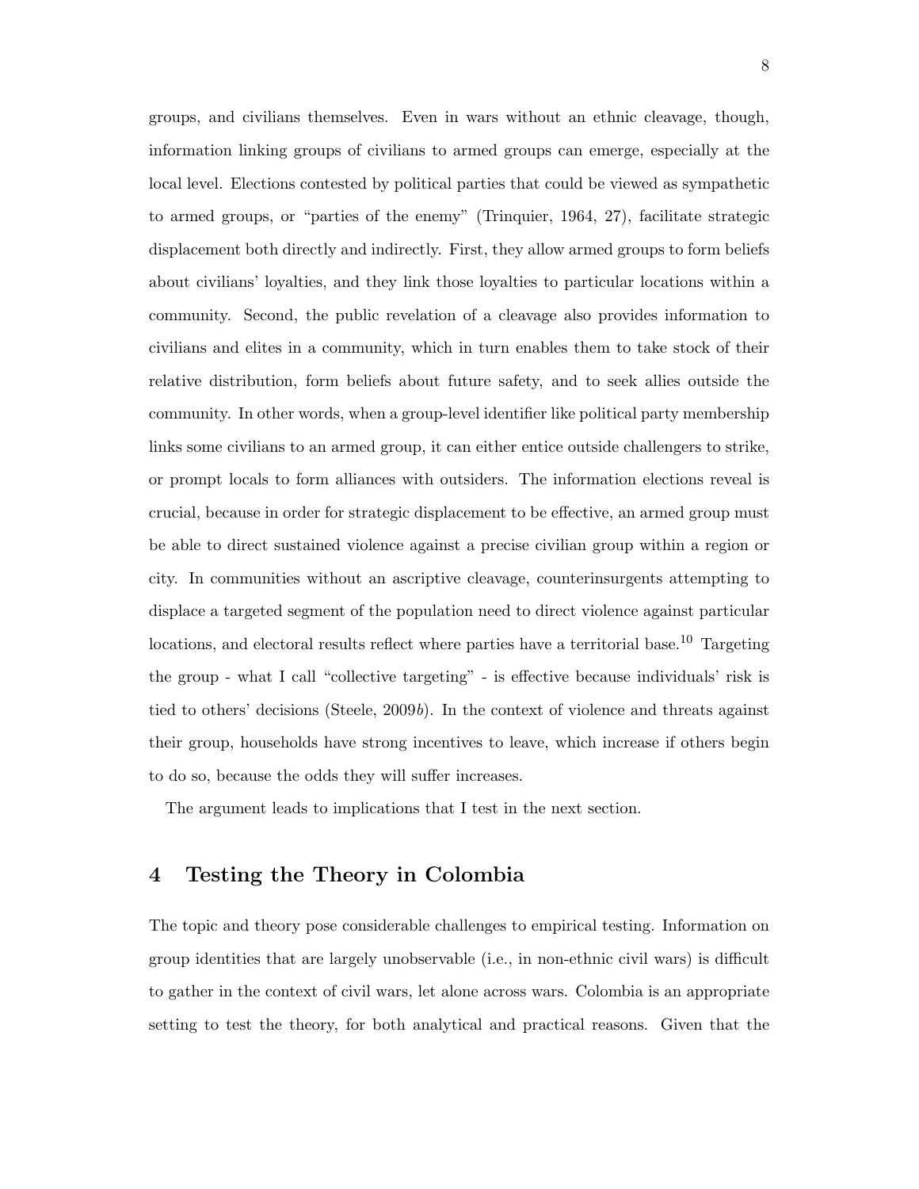groups, and civilians themselves. Even in wars without an ethnic cleavage, though, information linking groups of civilians to armed groups can emerge, especially at the local level. Elections contested by political parties that could be viewed as sympathetic to armed groups, or "parties of the enemy" (Trinquier, 1964, 27), facilitate strategic displacement both directly and indirectly. First, they allow armed groups to form beliefs about civilians' loyalties, and they link those loyalties to particular locations within a community. Second, the public revelation of a cleavage also provides information to civilians and elites in a community, which in turn enables them to take stock of their relative distribution, form beliefs about future safety, and to seek allies outside the community. In other words, when a group-level identifier like political party membership links some civilians to an armed group, it can either entice outside challengers to strike, or prompt locals to form alliances with outsiders. The information elections reveal is crucial, because in order for strategic displacement to be effective, an armed group must be able to direct sustained violence against a precise civilian group within a region or city. In communities without an ascriptive cleavage, counterinsurgents attempting to displace a targeted segment of the population need to direct violence against particular locations, and electoral results reflect where parties have a territorial base.[10] Targeting the group - what I call "collective targeting" - is effective because individuals' risk is tied to others' decisions (Steele, 2009*b*). In the context of violence and threats against their group, households have strong incentives to leave, which increase if others begin to do so, because the odds they will suffer increases.

The argument leads to implications that I test in the next section.

## 4 Testing the Theory in Colombia

The topic and theory pose considerable challenges to empirical testing. Information on group identities that are largely unobservable (i.e., in non-ethnic civil wars) is difficult to gather in the context of civil wars, let alone across wars. Colombia is an appropriate setting to test the theory, for both analytical and practical reasons. Given that the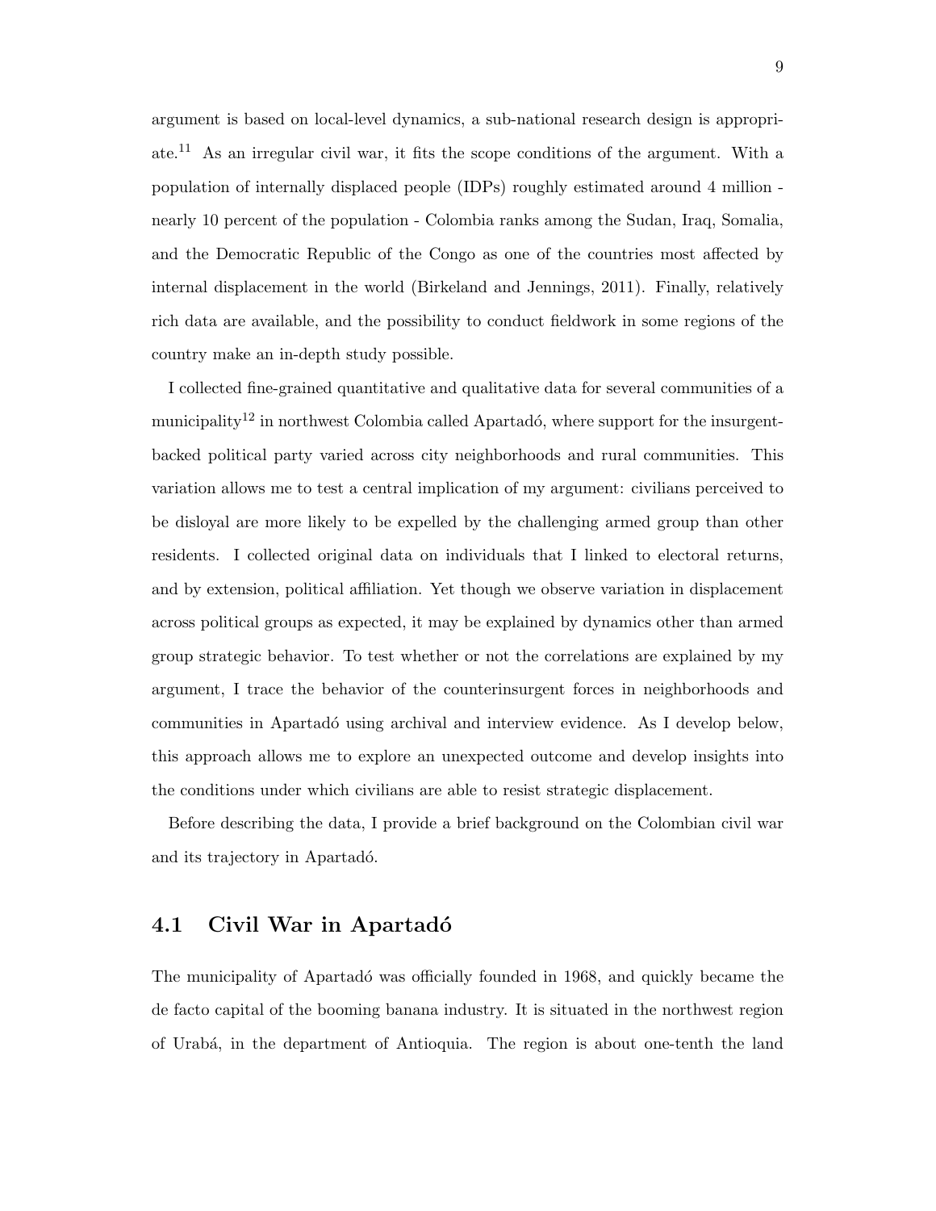argument is based on local-level dynamics, a sub-national research design is appropriate.[11] As an irregular civil war, it fits the scope conditions of the argument. With a population of internally displaced people (IDPs) roughly estimated around 4 million - nearly 10 percent of the population - Colombia ranks among the Sudan, Iraq, Somalia, and the Democratic Republic of the Congo as one of the countries most affected by internal displacement in the world (Birkeland and Jennings, 2011). Finally, relatively rich data are available, and the possibility to conduct fieldwork in some regions of the country make an in-depth study possible.

I collected fine-grained quantitative and qualitative data for several communities of a municipality[12] in northwest Colombia called Apartadó, where support for the insurgent-backed political party varied across city neighborhoods and rural communities. This variation allows me to test a central implication of my argument: civilians perceived to be disloyal are more likely to be expelled by the challenging armed group than other residents. I collected original data on individuals that I linked to electoral returns, and by extension, political affiliation. Yet though we observe variation in displacement across political groups as expected, it may be explained by dynamics other than armed group strategic behavior. To test whether or not the correlations are explained by my argument, I trace the behavior of the counterinsurgent forces in neighborhoods and communities in Apartadó using archival and interview evidence. As I develop below, this approach allows me to explore an unexpected outcome and develop insights into the conditions under which civilians are able to resist strategic displacement.

Before describing the data, I provide a brief background on the Colombian civil war and its trajectory in Apartadó.

## 4.1 Civil War in Apartadó

The municipality of Apartadó was officially founded in 1968, and quickly became the de facto capital of the booming banana industry. It is situated in the northwest region of Urabá, in the department of Antioquia. The region is about one-tenth the land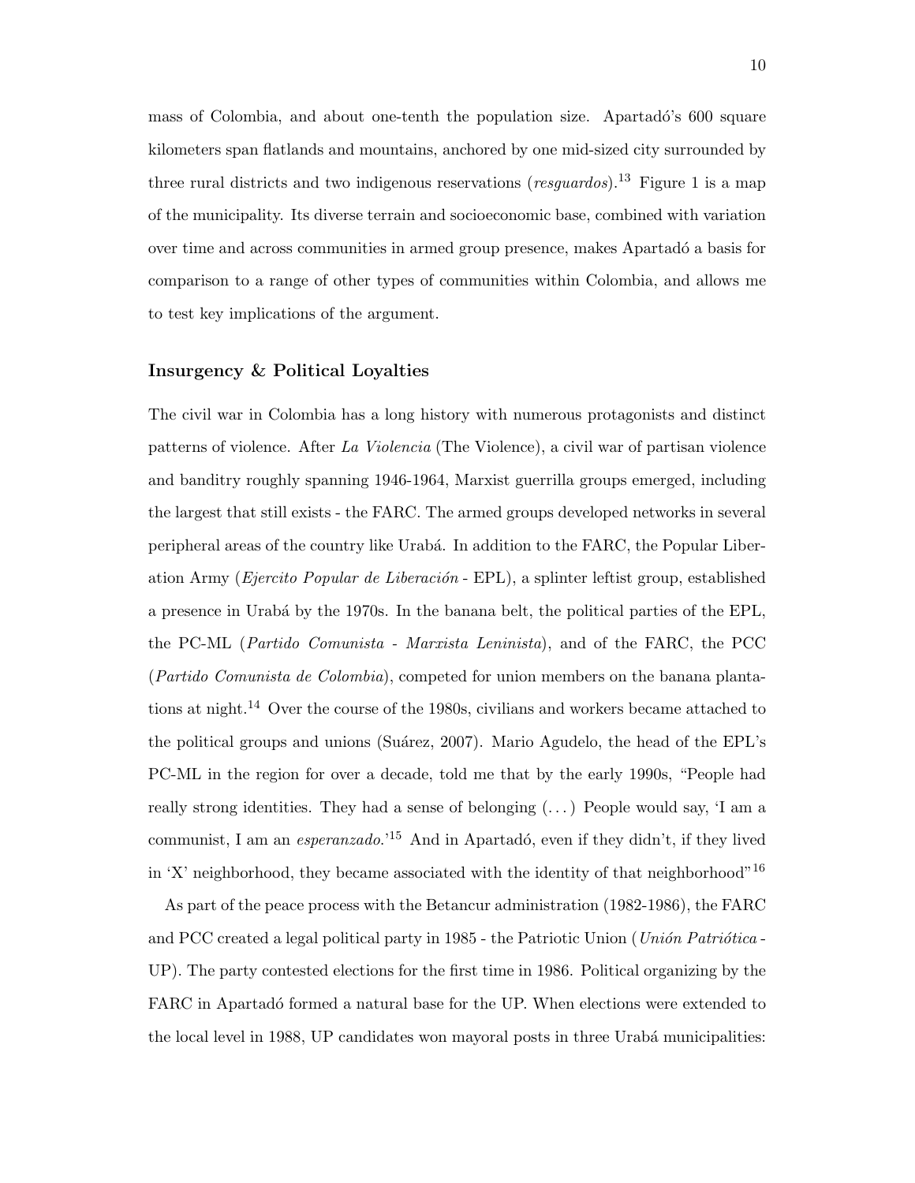mass of Colombia, and about one-tenth the population size. Apartadó's 600 square kilometers span flatlands and mountains, anchored by one mid-sized city surrounded by three rural districts and two indigenous reservations (*resguardos*).[13] Figure 1 is a map of the municipality. Its diverse terrain and socioeconomic base, combined with variation over time and across communities in armed group presence, makes Apartadó a basis for comparison to a range of other types of communities within Colombia, and allows me to test key implications of the argument.

### Insurgency & Political Loyalties

The civil war in Colombia has a long history with numerous protagonists and distinct patterns of violence. After *La Violencia* (The Violence), a civil war of partisan violence and banditry roughly spanning 1946-1964, Marxist guerrilla groups emerged, including the largest that still exists - the FARC. The armed groups developed networks in several peripheral areas of the country like Urabá. In addition to the FARC, the Popular Liberation Army (*Ejercito Popular de Liberación* - EPL), a splinter leftist group, established a presence in Urabá by the 1970s. In the banana belt, the political parties of the EPL, the PC-ML (*Partido Comunista - Marxista Leninista*), and of the FARC, the PCC (*Partido Comunista de Colombia*), competed for union members on the banana plantations at night.[14] Over the course of the 1980s, civilians and workers became attached to the political groups and unions (Suárez, 2007). Mario Agudelo, the head of the EPL's PC-ML in the region for over a decade, told me that by the early 1990s, "People had really strong identities. They had a sense of belonging (...) People would say, 'I am a communist, I am an *esperanzado*.'[15] And in Apartadó, even if they didn't, if they lived in 'X' neighborhood, they became associated with the identity of that neighborhood"[16]

As part of the peace process with the Betancur administration (1982-1986), the FARC and PCC created a legal political party in 1985 - the Patriotic Union (*Unión Patriótica* - UP). The party contested elections for the first time in 1986. Political organizing by the FARC in Apartadó formed a natural base for the UP. When elections were extended to the local level in 1988, UP candidates won mayoral posts in three Urabá municipalities: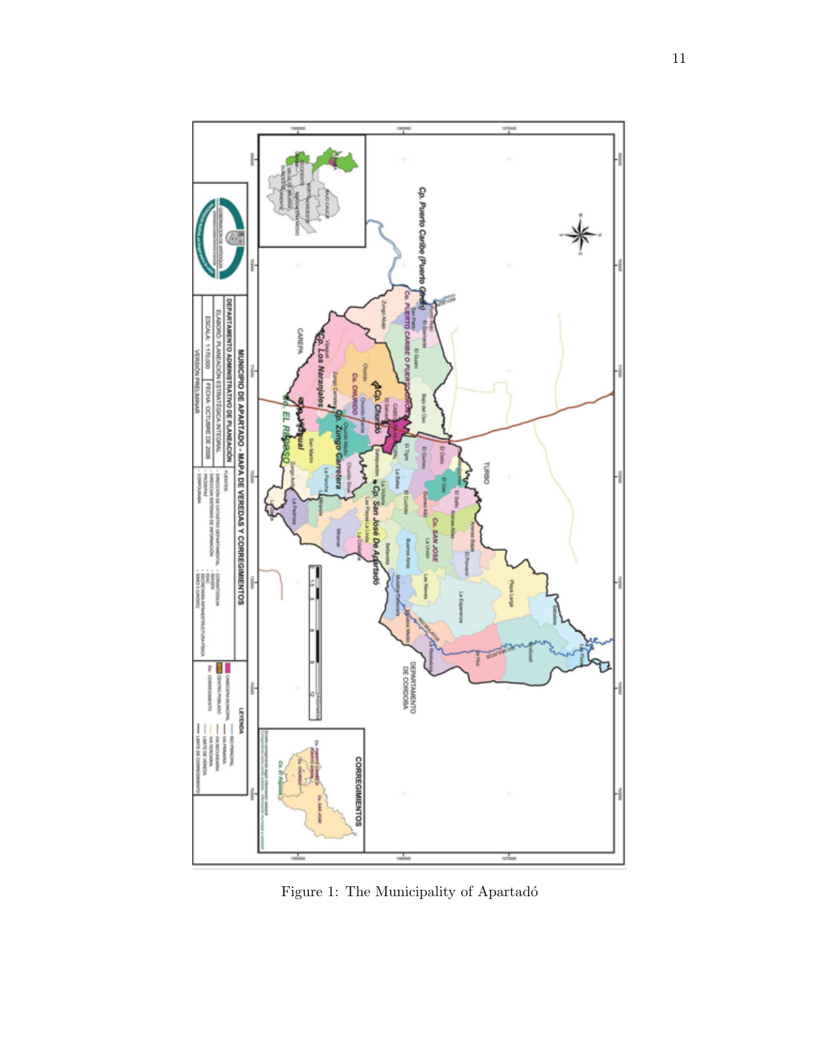Figure 1: The Municipality of Apartadó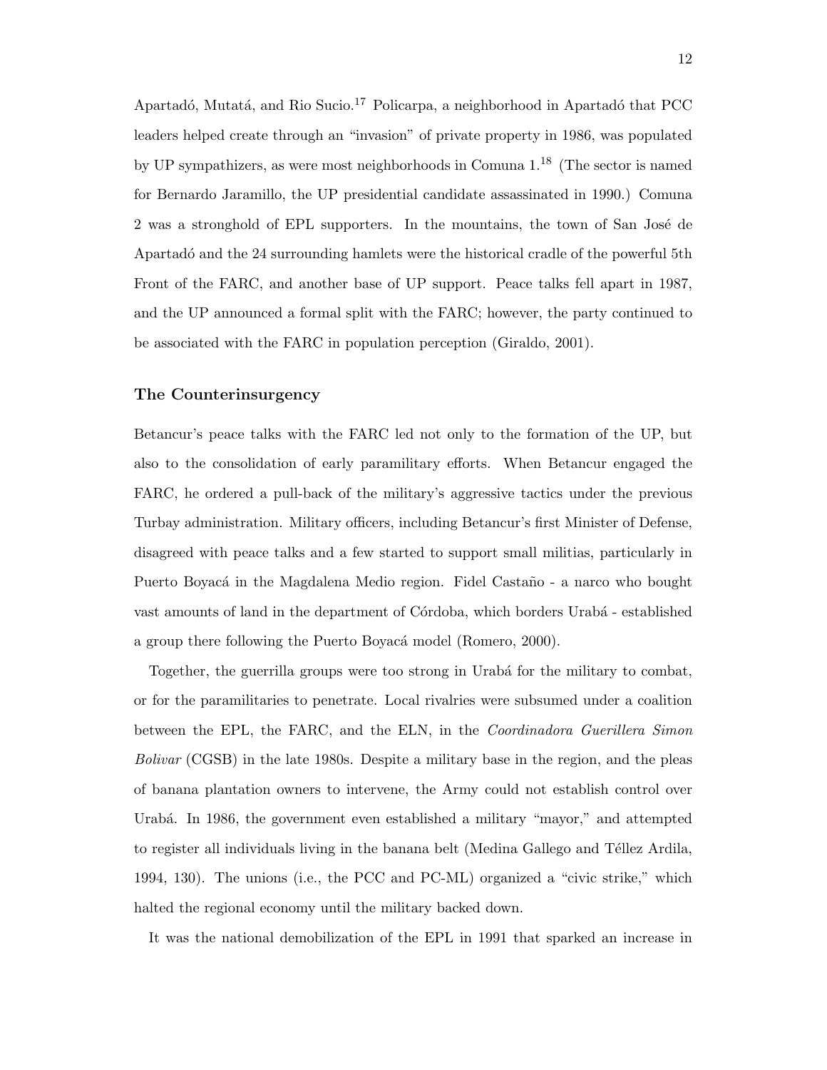Apartadó, Mutatá, and Rio Sucio.[17] Policarpa, a neighborhood in Apartadó that PCC leaders helped create through an "invasion" of private property in 1986, was populated by UP sympathizers, as were most neighborhoods in Comuna 1.[18] (The sector is named for Bernardo Jaramillo, the UP presidential candidate assassinated in 1990.) Comuna 2 was a stronghold of EPL supporters. In the mountains, the town of San José de Apartadó and the 24 surrounding hamlets were the historical cradle of the powerful 5th Front of the FARC, and another base of UP support. Peace talks fell apart in 1987, and the UP announced a formal split with the FARC; however, the party continued to be associated with the FARC in population perception (Giraldo, 2001).

### The Counterinsurgency

Betancur's peace talks with the FARC led not only to the formation of the UP, but also to the consolidation of early paramilitary efforts. When Betancur engaged the FARC, he ordered a pull-back of the military's aggressive tactics under the previous Turbay administration. Military officers, including Betancur's first Minister of Defense, disagreed with peace talks and a few started to support small militias, particularly in Puerto Boyacá in the Magdalena Medio region. Fidel Castaño - a narco who bought vast amounts of land in the department of Córdoba, which borders Urabá - established a group there following the Puerto Boyacá model (Romero, 2000).

Together, the guerrilla groups were too strong in Urabá for the military to combat, or for the paramilitaries to penetrate. Local rivalries were subsumed under a coalition between the EPL, the FARC, and the ELN, in the *Coordinadora Guerillera Simon Bolivar* (CGSB) in the late 1980s. Despite a military base in the region, and the pleas of banana plantation owners to intervene, the Army could not establish control over Urabá. In 1986, the government even established a military "mayor," and attempted to register all individuals living in the banana belt (Medina Gallego and Téllez Ardila, 1994, 130). The unions (i.e., the PCC and PC-ML) organized a "civic strike," which halted the regional economy until the military backed down.

It was the national demobilization of the EPL in 1991 that sparked an increase in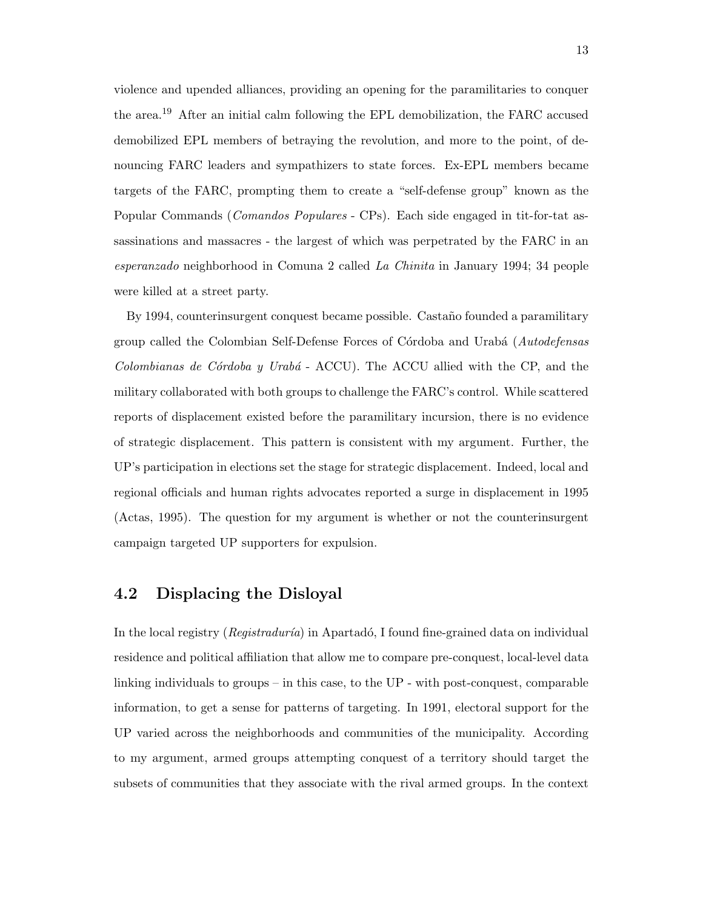violence and upended alliances, providing an opening for the paramilitaries to conquer the area.[19] After an initial calm following the EPL demobilization, the FARC accused demobilized EPL members of betraying the revolution, and more to the point, of denouncing FARC leaders and sympathizers to state forces. Ex-EPL members became targets of the FARC, prompting them to create a "self-defense group" known as the Popular Commands (*Comandos Populares* - CPs). Each side engaged in tit-for-tat assassinations and massacres - the largest of which was perpetrated by the FARC in an *esperanzado* neighborhood in Comuna 2 called *La Chinita* in January 1994; 34 people were killed at a street party.

By 1994, counterinsurgent conquest became possible. Castaño founded a paramilitary group called the Colombian Self-Defense Forces of Córdoba and Urabá (*Autodefensas Colombianas de Córdoba y Urabá* - ACCU). The ACCU allied with the CP, and the military collaborated with both groups to challenge the FARC's control. While scattered reports of displacement existed before the paramilitary incursion, there is no evidence of strategic displacement. This pattern is consistent with my argument. Further, the UP's participation in elections set the stage for strategic displacement. Indeed, local and regional officials and human rights advocates reported a surge in displacement in 1995 (Actas, 1995). The question for my argument is whether or not the counterinsurgent campaign targeted UP supporters for expulsion.

## 4.2 Displacing the Disloyal

In the local registry (*Registraduría*) in Apartadó, I found fine-grained data on individual residence and political affiliation that allow me to compare pre-conquest, local-level data linking individuals to groups – in this case, to the UP - with post-conquest, comparable information, to get a sense for patterns of targeting. In 1991, electoral support for the UP varied across the neighborhoods and communities of the municipality. According to my argument, armed groups attempting conquest of a territory should target the subsets of communities that they associate with the rival armed groups. In the context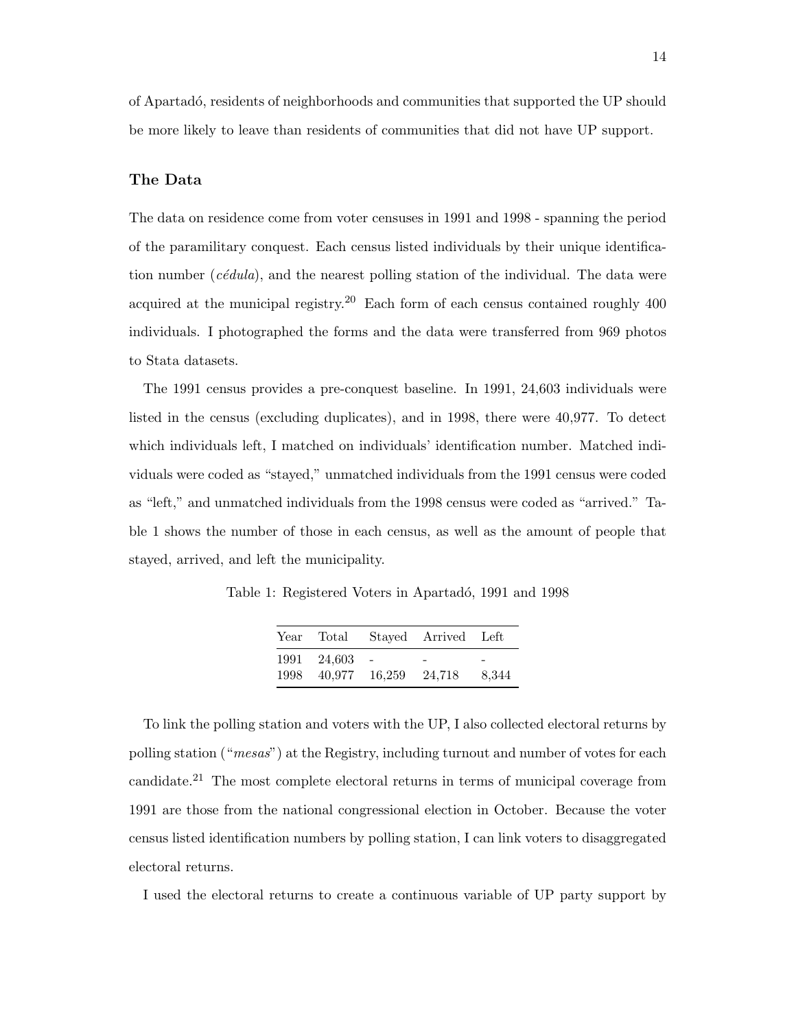of Apartadó, residents of neighborhoods and communities that supported the UP should be more likely to leave than residents of communities that did not have UP support.

## The Data

The data on residence come from voter censuses in 1991 and 1998 - spanning the period of the paramilitary conquest. Each census listed individuals by their unique identification number (*cédula*), and the nearest polling station of the individual. The data were acquired at the municipal registry.[20] Each form of each census contained roughly 400 individuals. I photographed the forms and the data were transferred from 969 photos to Stata datasets.

The 1991 census provides a pre-conquest baseline. In 1991, 24,603 individuals were listed in the census (excluding duplicates), and in 1998, there were 40,977. To detect which individuals left, I matched on individuals' identification number. Matched individuals were coded as "stayed," unmatched individuals from the 1991 census were coded as "left," and unmatched individuals from the 1998 census were coded as "arrived." Table 1 shows the number of those in each census, as well as the amount of people that stayed, arrived, and left the municipality.

Table 1: Registered Voters in Apartadó, 1991 and 1998

| Year | Total | Stayed | Arrived | Left |
|---|---|---|---|---|
| 1991 | 24,603 | - | - | - |
| 1998 | 40,977 | 16,259 | 24,718 | 8,344 |

To link the polling station and voters with the UP, I also collected electoral returns by polling station ("*mesas*") at the Registry, including turnout and number of votes for each candidate.[21] The most complete electoral returns in terms of municipal coverage from 1991 are those from the national congressional election in October. Because the voter census listed identification numbers by polling station, I can link voters to disaggregated electoral returns.

I used the electoral returns to create a continuous variable of UP party support by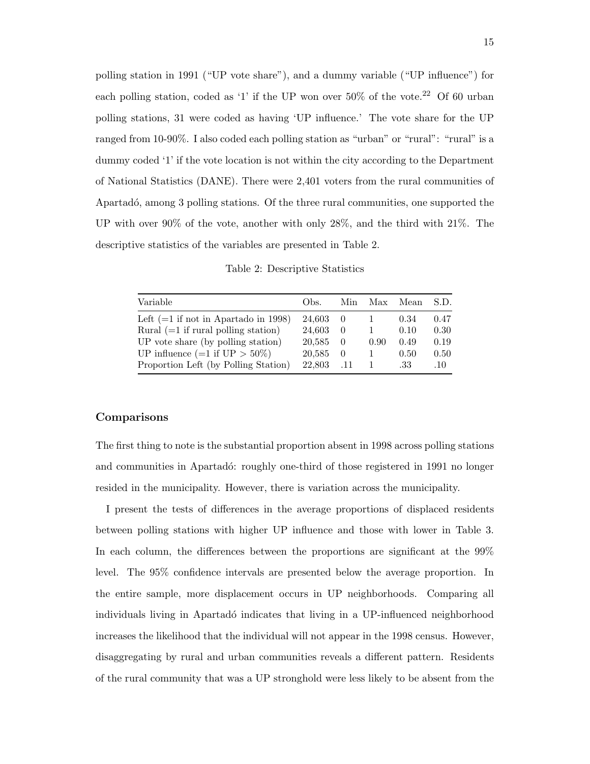polling station in 1991 ("UP vote share"), and a dummy variable ("UP influence") for each polling station, coded as '1' if the UP won over 50% of the vote.[22] Of 60 urban polling stations, 31 were coded as having 'UP influence.' The vote share for the UP ranged from 10-90%. I also coded each polling station as "urban" or "rural": "rural" is a dummy coded '1' if the vote location is not within the city according to the Department of National Statistics (DANE). There were 2,401 voters from the rural communities of Apartadó, among 3 polling stations. Of the three rural communities, one supported the UP with over 90% of the vote, another with only 28%, and the third with 21%. The descriptive statistics of the variables are presented in Table 2.

Table 2: Descriptive Statistics

| Variable | Obs. | Min | Max | Mean | S.D. |
|---|---|---|---|---|---|
| Left (=1 if not in Apartado in 1998) | 24,603 | 0 | 1 | 0.34 | 0.47 |
| Rural (=1 if rural polling station) | 24,603 | 0 | 1 | 0.10 | 0.30 |
| UP vote share (by polling station) | 20,585 | 0 | 0.90 | 0.49 | 0.19 |
| UP influence (=1 if UP $>$ 50%) | 20,585 | 0 | 1 | 0.50 | 0.50 |
| Proportion Left (by Polling Station) | 22,803 | .11 | 1 | .33 | .10 |

## Comparisons

The first thing to note is the substantial proportion absent in 1998 across polling stations and communities in Apartadó: roughly one-third of those registered in 1991 no longer resided in the municipality. However, there is variation across the municipality.

I present the tests of differences in the average proportions of displaced residents between polling stations with higher UP influence and those with lower in Table 3. In each column, the differences between the proportions are significant at the 99% level. The 95% confidence intervals are presented below the average proportion. In the entire sample, more displacement occurs in UP neighborhoods. Comparing all individuals living in Apartadó indicates that living in a UP-influenced neighborhood increases the likelihood that the individual will not appear in the 1998 census. However, disaggregating by rural and urban communities reveals a different pattern. Residents of the rural community that was a UP stronghold were less likely to be absent from the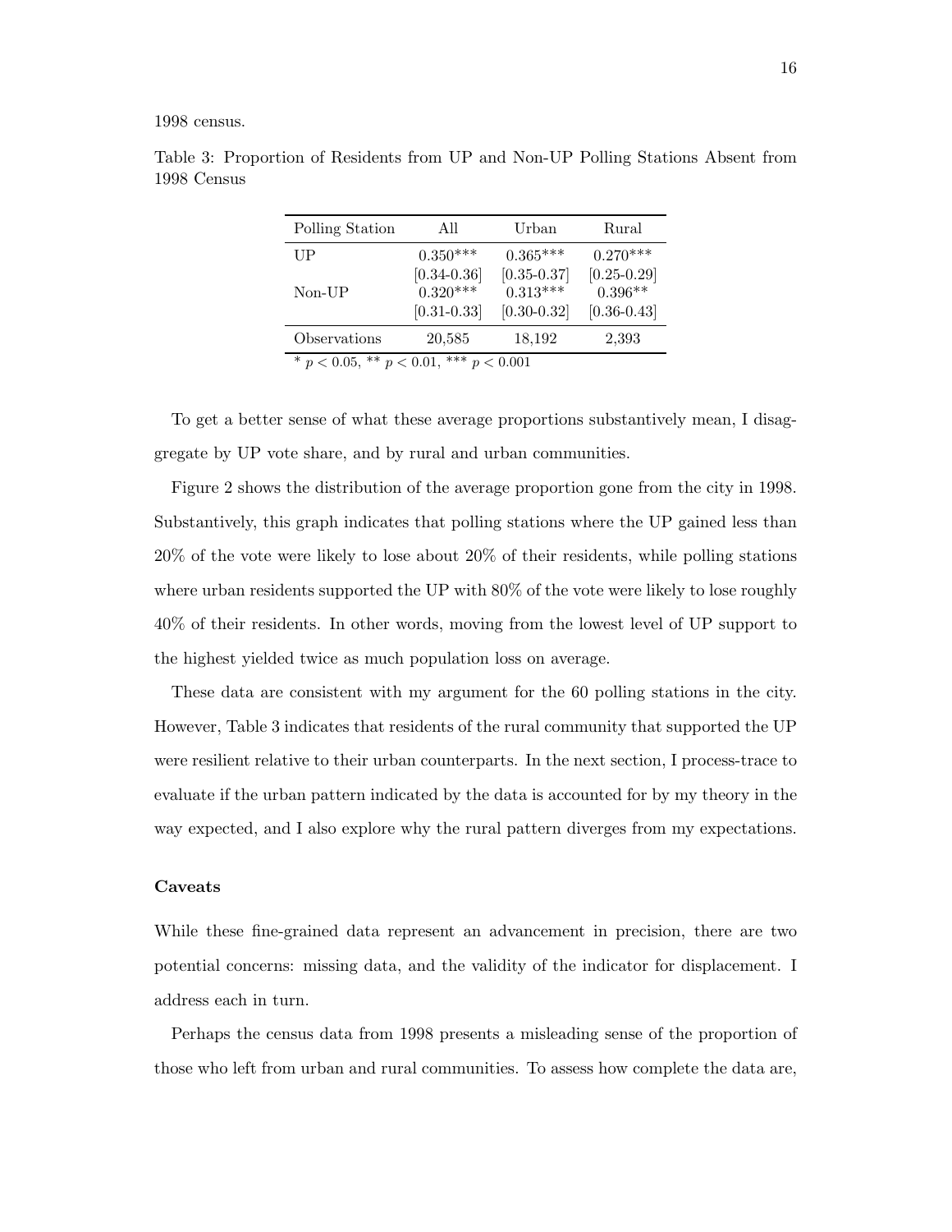1998 census.

Table 3: Proportion of Residents from UP and Non-UP Polling Stations Absent from 1998 Census

| Polling Station | All | Urban | Rural |
| --- | --- | --- | --- |
| UP | 0.350*** | 0.365*** | 0.270*** |
| | [0.34-0.36] | [0.35-0.37] | [0.25-0.29] |
| Non-UP | 0.320*** | 0.313*** | 0.396** |
| | [0.31-0.33] | [0.30-0.32] | [0.36-0.43] |
| Observations | 20,585 | 18,192 | 2,393 |

* $p < 0.05$, ** $p < 0.01$, *** $p < 0.001$

To get a better sense of what these average proportions substantively mean, I disaggregate by UP vote share, and by rural and urban communities.

Figure 2 shows the distribution of the average proportion gone from the city in 1998. Substantively, this graph indicates that polling stations where the UP gained less than 20% of the vote were likely to lose about 20% of their residents, while polling stations where urban residents supported the UP with 80% of the vote were likely to lose roughly 40% of their residents. In other words, moving from the lowest level of UP support to the highest yielded twice as much population loss on average.

These data are consistent with my argument for the 60 polling stations in the city. However, Table 3 indicates that residents of the rural community that supported the UP were resilient relative to their urban counterparts. In the next section, I process-trace to evaluate if the urban pattern indicated by the data is accounted for by my theory in the way expected, and I also explore why the rural pattern diverges from my expectations.

### Caveats

While these fine-grained data represent an advancement in precision, there are two potential concerns: missing data, and the validity of the indicator for displacement. I address each in turn.

Perhaps the census data from 1998 presents a misleading sense of the proportion of those who left from urban and rural communities. To assess how complete the data are,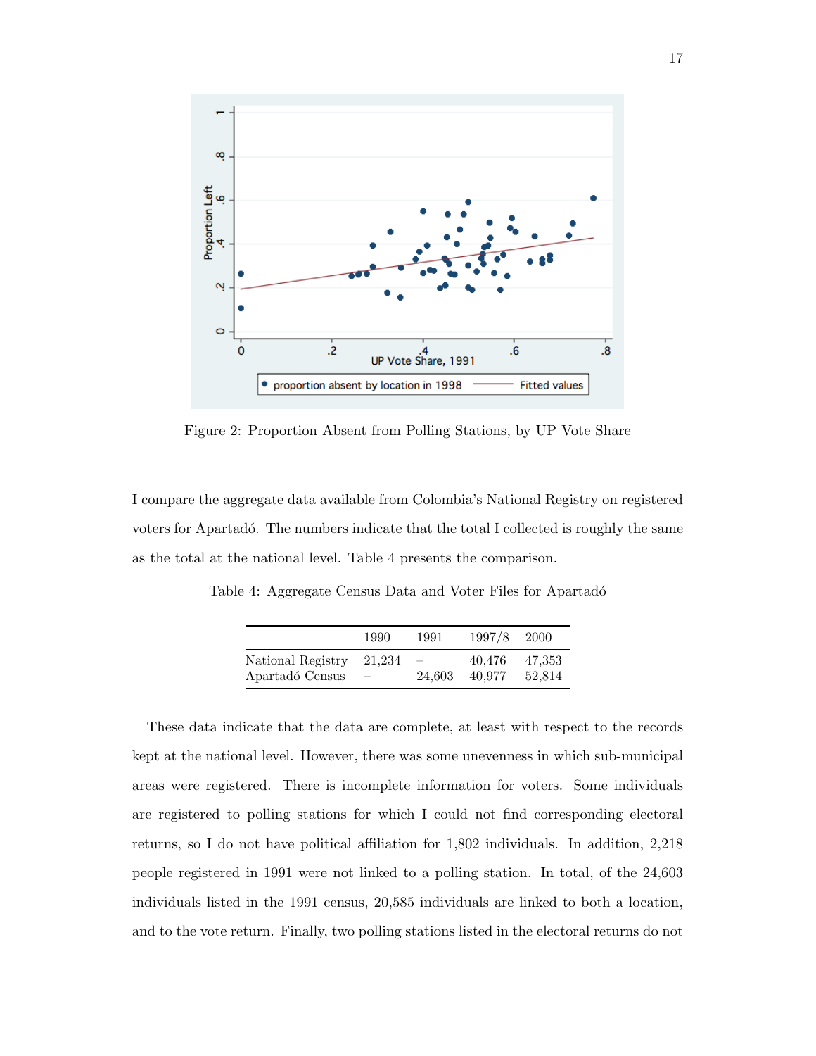Figure 2: Proportion Absent from Polling Stations, by UP Vote Share

I compare the aggregate data available from Colombia's National Registry on registered voters for Apartadó. The numbers indicate that the total I collected is roughly the same as the total at the national level. Table 4 presents the comparison.

Table 4: Aggregate Census Data and Voter Files for Apartadó

| | 1990 | 1991 | 1997/8 | 2000 |
|---|---|---|---|---|
| National Registry | 21,234 | – | 40,476 | 47,353 |
| Apartadó Census | – | 24,603 | 40,977 | 52,814 |

These data indicate that the data are complete, at least with respect to the records kept at the national level. However, there was some unevenness in which sub-municipal areas were registered. There is incomplete information for voters. Some individuals are registered to polling stations for which I could not find corresponding electoral returns, so I do not have political affiliation for 1,802 individuals. In addition, 2,218 people registered in 1991 were not linked to a polling station. In total, of the 24,603 individuals listed in the 1991 census, 20,585 individuals are linked to both a location, and to the vote return. Finally, two polling stations listed in the electoral returns do not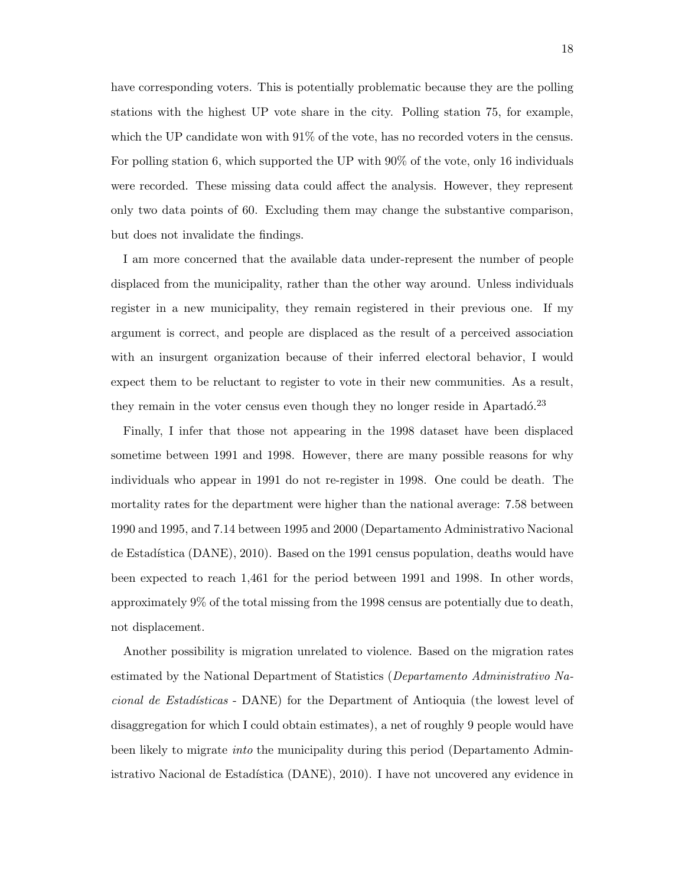have corresponding voters. This is potentially problematic because they are the polling stations with the highest UP vote share in the city. Polling station 75, for example, which the UP candidate won with 91% of the vote, has no recorded voters in the census. For polling station 6, which supported the UP with 90% of the vote, only 16 individuals were recorded. These missing data could affect the analysis. However, they represent only two data points of 60. Excluding them may change the substantive comparison, but does not invalidate the findings.

I am more concerned that the available data under-represent the number of people displaced from the municipality, rather than the other way around. Unless individuals register in a new municipality, they remain registered in their previous one. If my argument is correct, and people are displaced as the result of a perceived association with an insurgent organization because of their inferred electoral behavior, I would expect them to be reluctant to register to vote in their new communities. As a result, they remain in the voter census even though they no longer reside in Apartadó.[23]

Finally, I infer that those not appearing in the 1998 dataset have been displaced sometime between 1991 and 1998. However, there are many possible reasons for why individuals who appear in 1991 do not re-register in 1998. One could be death. The mortality rates for the department were higher than the national average: 7.58 between 1990 and 1995, and 7.14 between 1995 and 2000 (Departamento Administrativo Nacional de Estadística (DANE), 2010). Based on the 1991 census population, deaths would have been expected to reach 1,461 for the period between 1991 and 1998. In other words, approximately 9% of the total missing from the 1998 census are potentially due to death, not displacement.

Another possibility is migration unrelated to violence. Based on the migration rates estimated by the National Department of Statistics (*Departamento Administrativo Nacional de Estadísticas* - DANE) for the Department of Antioquia (the lowest level of disaggregation for which I could obtain estimates), a net of roughly 9 people would have been likely to migrate *into* the municipality during this period (Departamento Administrativo Nacional de Estadística (DANE), 2010). I have not uncovered any evidence in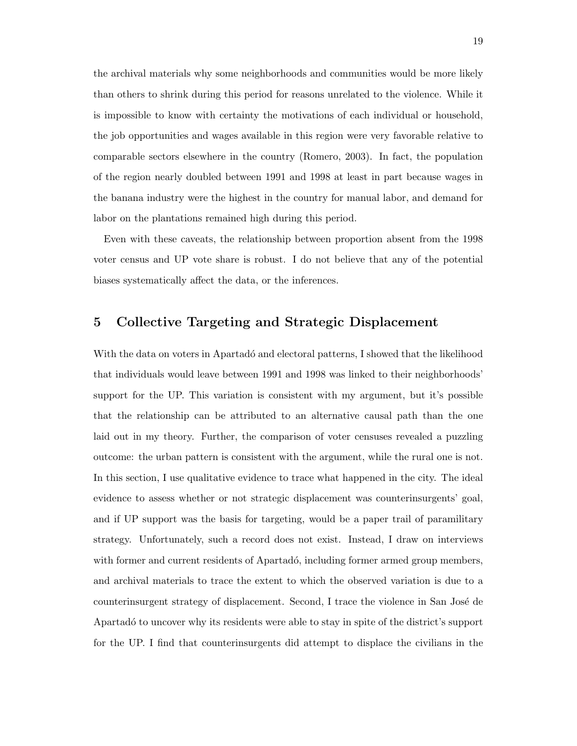the archival materials why some neighborhoods and communities would be more likely than others to shrink during this period for reasons unrelated to the violence. While it is impossible to know with certainty the motivations of each individual or household, the job opportunities and wages available in this region were very favorable relative to comparable sectors elsewhere in the country (Romero, 2003). In fact, the population of the region nearly doubled between 1991 and 1998 at least in part because wages in the banana industry were the highest in the country for manual labor, and demand for labor on the plantations remained high during this period.

Even with these caveats, the relationship between proportion absent from the 1998 voter census and UP vote share is robust. I do not believe that any of the potential biases systematically affect the data, or the inferences.

## 5 Collective Targeting and Strategic Displacement

With the data on voters in Apartadó and electoral patterns, I showed that the likelihood that individuals would leave between 1991 and 1998 was linked to their neighborhoods' support for the UP. This variation is consistent with my argument, but it's possible that the relationship can be attributed to an alternative causal path than the one laid out in my theory. Further, the comparison of voter censuses revealed a puzzling outcome: the urban pattern is consistent with the argument, while the rural one is not. In this section, I use qualitative evidence to trace what happened in the city. The ideal evidence to assess whether or not strategic displacement was counterinsurgents' goal, and if UP support was the basis for targeting, would be a paper trail of paramilitary strategy. Unfortunately, such a record does not exist. Instead, I draw on interviews with former and current residents of Apartadó, including former armed group members, and archival materials to trace the extent to which the observed variation is due to a counterinsurgent strategy of displacement. Second, I trace the violence in San José de Apartadó to uncover why its residents were able to stay in spite of the district's support for the UP. I find that counterinsurgents did attempt to displace the civilians in the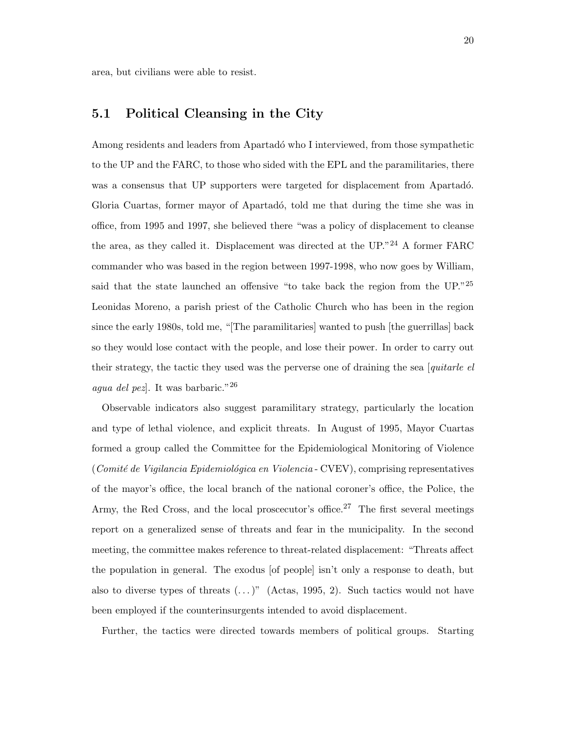area, but civilians were able to resist.

## 5.1 Political Cleansing in the City

Among residents and leaders from Apartadó who I interviewed, from those sympathetic to the UP and the FARC, to those who sided with the EPL and the paramilitaries, there was a consensus that UP supporters were targeted for displacement from Apartadó. Gloria Cuartas, former mayor of Apartadó, told me that during the time she was in office, from 1995 and 1997, she believed there "was a policy of displacement to cleanse the area, as they called it. Displacement was directed at the UP."[24] A former FARC commander who was based in the region between 1997-1998, who now goes by William, said that the state launched an offensive "to take back the region from the UP."[25] Leonidas Moreno, a parish priest of the Catholic Church who has been in the region since the early 1980s, told me, "[The paramilitaries] wanted to push [the guerrillas] back so they would lose contact with the people, and lose their power. In order to carry out their strategy, the tactic they used was the perverse one of draining the sea [*quitarle el agua del pez*]. It was barbaric."[26]

Observable indicators also suggest paramilitary strategy, particularly the location and type of lethal violence, and explicit threats. In August of 1995, Mayor Cuartas formed a group called the Committee for the Epidemiological Monitoring of Violence (*Comité de Vigilancia Epidemiológica en Violencia* - CVEV), comprising representatives of the mayor's office, the local branch of the national coroner's office, the Police, the Army, the Red Cross, and the local proscecutor's office.[27] The first several meetings report on a generalized sense of threats and fear in the municipality. In the second meeting, the committee makes reference to threat-related displacement: "Threats affect the population in general. The exodus [of people] isn't only a response to death, but also to diverse types of threats (. . . )" (Actas, 1995, 2). Such tactics would not have been employed if the counterinsurgents intended to avoid displacement.

Further, the tactics were directed towards members of political groups. Starting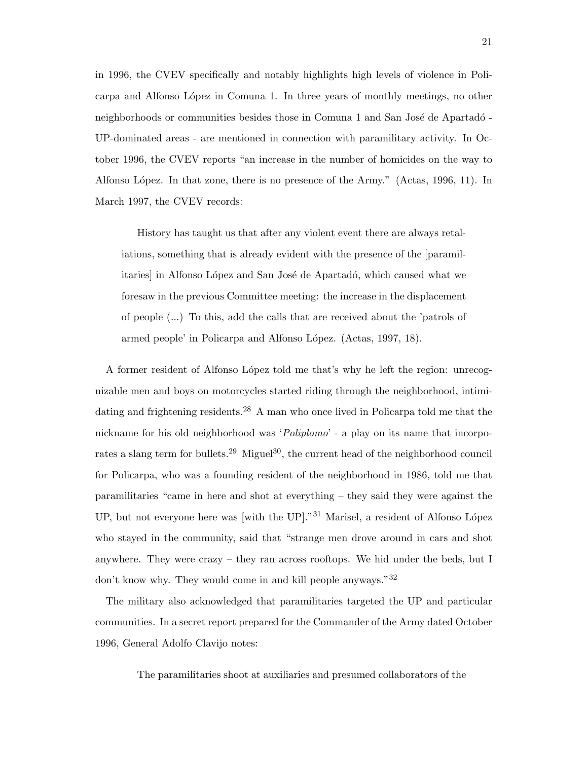in 1996, the CVEV specifically and notably highlights high levels of violence in Policarpa and Alfonso López in Comuna 1. In three years of monthly meetings, no other neighborhoods or communities besides those in Comuna 1 and San José de Apartadó - UP-dominated areas - are mentioned in connection with paramilitary activity. In October 1996, the CVEV reports "an increase in the number of homicides on the way to Alfonso López. In that zone, there is no presence of the Army." (Actas, 1996, 11). In March 1997, the CVEV records:

> History has taught us that after any violent event there are always retaliations, something that is already evident with the presence of the [paramilitaries] in Alfonso López and San José de Apartadó, which caused what we foresaw in the previous Committee meeting: the increase in the displacement of people (...) To this, add the calls that are received about the 'patrols of armed people' in Policarpa and Alfonso López. (Actas, 1997, 18).

A former resident of Alfonso López told me that's why he left the region: unrecognizable men and boys on motorcycles started riding through the neighborhood, intimidating and frightening residents.[28] A man who once lived in Policarpa told me that the nickname for his old neighborhood was '*Poliplomo*' - a play on its name that incorporates a slang term for bullets.[29] Miguel[30], the current head of the neighborhood council for Policarpa, who was a founding resident of the neighborhood in 1986, told me that paramilitaries "came in here and shot at everything – they said they were against the UP, but not everyone here was [with the UP]."[31] Marisel, a resident of Alfonso López who stayed in the community, said that "strange men drove around in cars and shot anywhere. They were crazy – they ran across rooftops. We hid under the beds, but I don't know why. They would come in and kill people anyways."[32]

The military also acknowledged that paramilitaries targeted the UP and particular communities. In a secret report prepared for the Commander of the Army dated October 1996, General Adolfo Clavijo notes:

> The paramilitaries shoot at auxiliaries and presumed collaborators of the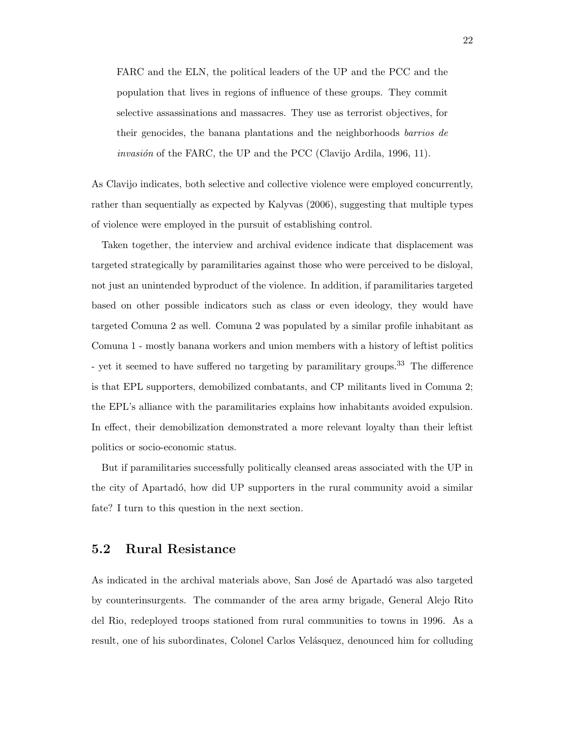> FARC and the ELN, the political leaders of the UP and the PCC and the population that lives in regions of influence of these groups. They commit selective assassinations and massacres. They use as terrorist objectives, for their genocides, the banana plantations and the neighborhoods *barrios de invasión* of the FARC, the UP and the PCC (Clavijo Ardila, 1996, 11).

As Clavijo indicates, both selective and collective violence were employed concurrently, rather than sequentially as expected by Kalyvas (2006), suggesting that multiple types of violence were employed in the pursuit of establishing control.

Taken together, the interview and archival evidence indicate that displacement was targeted strategically by paramilitaries against those who were perceived to be disloyal, not just an unintended byproduct of the violence. In addition, if paramilitaries targeted based on other possible indicators such as class or even ideology, they would have targeted Comuna 2 as well. Comuna 2 was populated by a similar profile inhabitant as Comuna 1 - mostly banana workers and union members with a history of leftist politics - yet it seemed to have suffered no targeting by paramilitary groups.[33] The difference is that EPL supporters, demobilized combatants, and CP militants lived in Comuna 2; the EPL's alliance with the paramilitaries explains how inhabitants avoided expulsion. In effect, their demobilization demonstrated a more relevant loyalty than their leftist politics or socio-economic status.

But if paramilitaries successfully politically cleansed areas associated with the UP in the city of Apartadó, how did UP supporters in the rural community avoid a similar fate? I turn to this question in the next section.

## 5.2 Rural Resistance

As indicated in the archival materials above, San José de Apartadó was also targeted by counterinsurgents. The commander of the area army brigade, General Alejo Rito del Rio, redeployed troops stationed from rural communities to towns in 1996. As a result, one of his subordinates, Colonel Carlos Velásquez, denounced him for colluding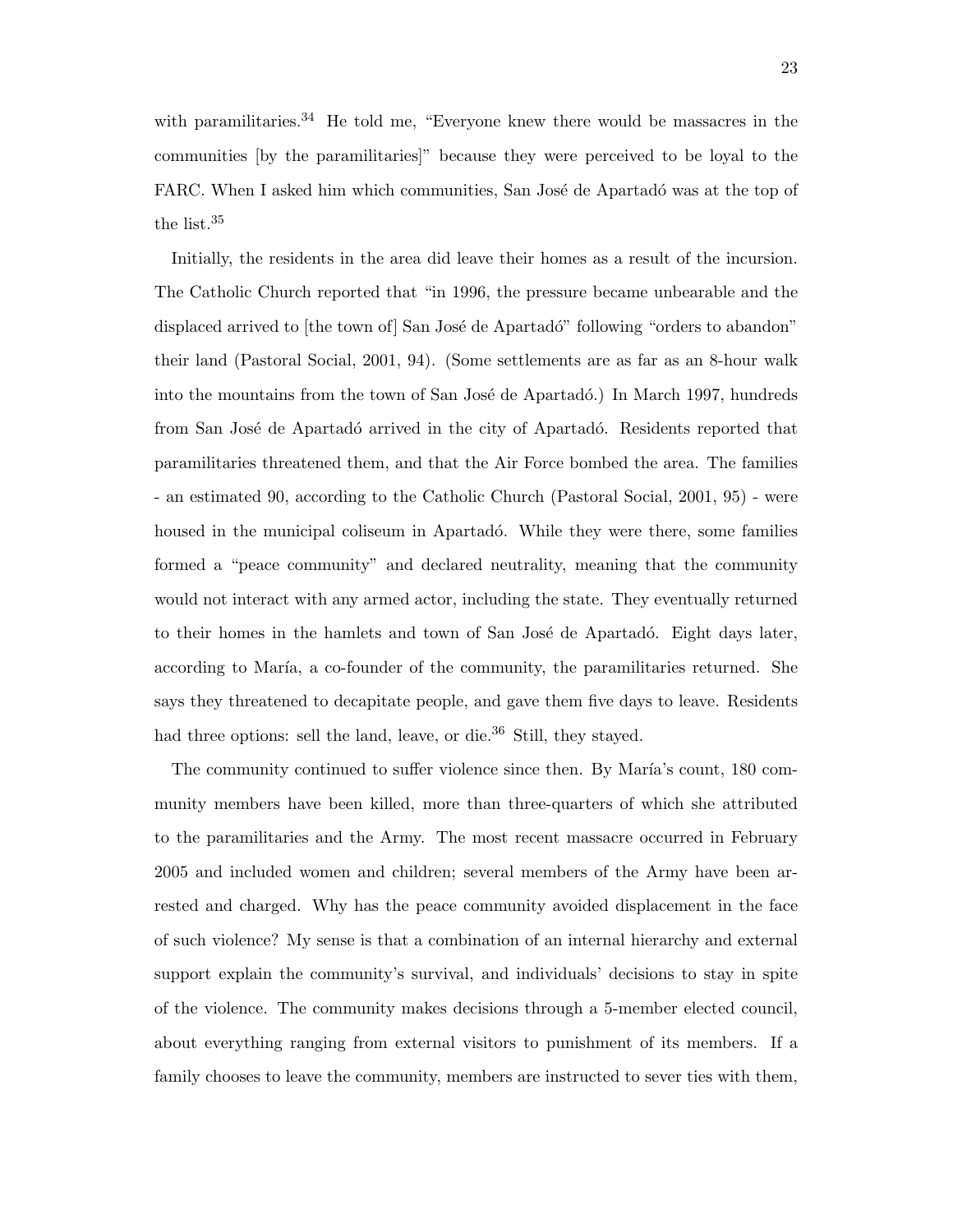with paramilitaries.[34] He told me, "Everyone knew there would be massacres in the communities [by the paramilitaries]" because they were perceived to be loyal to the FARC. When I asked him which communities, San José de Apartadó was at the top of the list.[35]

Initially, the residents in the area did leave their homes as a result of the incursion. The Catholic Church reported that "in 1996, the pressure became unbearable and the displaced arrived to [the town of] San José de Apartadó" following "orders to abandon" their land (Pastoral Social, 2001, 94). (Some settlements are as far as an 8-hour walk into the mountains from the town of San José de Apartadó.) In March 1997, hundreds from San José de Apartadó arrived in the city of Apartadó. Residents reported that paramilitaries threatened them, and that the Air Force bombed the area. The families - an estimated 90, according to the Catholic Church (Pastoral Social, 2001, 95) - were housed in the municipal coliseum in Apartadó. While they were there, some families formed a "peace community" and declared neutrality, meaning that the community would not interact with any armed actor, including the state. They eventually returned to their homes in the hamlets and town of San José de Apartadó. Eight days later, according to María, a co-founder of the community, the paramilitaries returned. She says they threatened to decapitate people, and gave them five days to leave. Residents had three options: sell the land, leave, or die.[36] Still, they stayed.

The community continued to suffer violence since then. By María's count, 180 community members have been killed, more than three-quarters of which she attributed to the paramilitaries and the Army. The most recent massacre occurred in February 2005 and included women and children; several members of the Army have been arrested and charged. Why has the peace community avoided displacement in the face of such violence? My sense is that a combination of an internal hierarchy and external support explain the community's survival, and individuals' decisions to stay in spite of the violence. The community makes decisions through a 5-member elected council, about everything ranging from external visitors to punishment of its members. If a family chooses to leave the community, members are instructed to sever ties with them,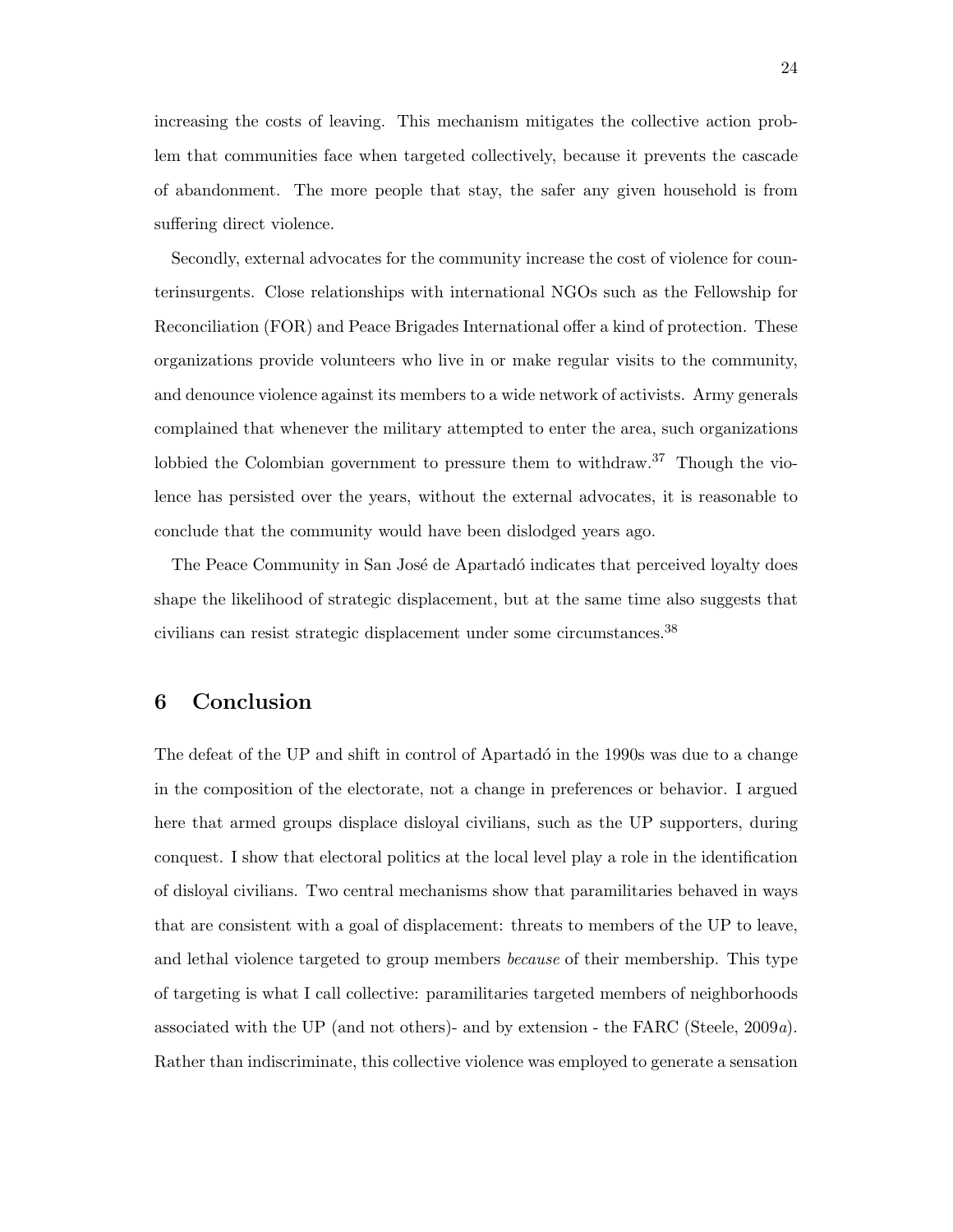increasing the costs of leaving. This mechanism mitigates the collective action problem that communities face when targeted collectively, because it prevents the cascade of abandonment. The more people that stay, the safer any given household is from suffering direct violence.

Secondly, external advocates for the community increase the cost of violence for counterinsurgents. Close relationships with international NGOs such as the Fellowship for Reconciliation (FOR) and Peace Brigades International offer a kind of protection. These organizations provide volunteers who live in or make regular visits to the community, and denounce violence against its members to a wide network of activists. Army generals complained that whenever the military attempted to enter the area, such organizations lobbied the Colombian government to pressure them to withdraw.[37] Though the violence has persisted over the years, without the external advocates, it is reasonable to conclude that the community would have been dislodged years ago.

The Peace Community in San José de Apartadó indicates that perceived loyalty does shape the likelihood of strategic displacement, but at the same time also suggests that civilians can resist strategic displacement under some circumstances.[38]

## 6 Conclusion

The defeat of the UP and shift in control of Apartadó in the 1990s was due to a change in the composition of the electorate, not a change in preferences or behavior. I argued here that armed groups displace disloyal civilians, such as the UP supporters, during conquest. I show that electoral politics at the local level play a role in the identification of disloyal civilians. Two central mechanisms show that paramilitaries behaved in ways that are consistent with a goal of displacement: threats to members of the UP to leave, and lethal violence targeted to group members *because* of their membership. This type of targeting is what I call collective: paramilitaries targeted members of neighborhoods associated with the UP (and not others)- and by extension - the FARC (Steele, 2009*a*). Rather than indiscriminate, this collective violence was employed to generate a sensation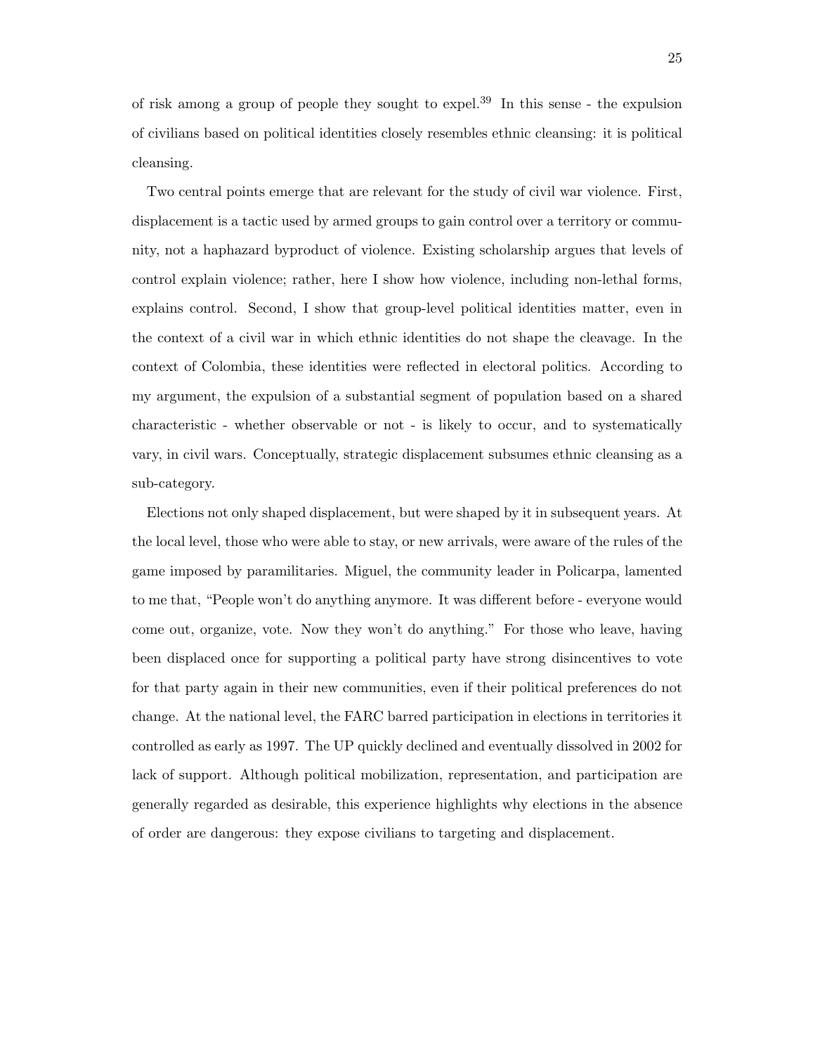of risk among a group of people they sought to expel.[39] In this sense - the expulsion of civilians based on political identities closely resembles ethnic cleansing: it is political cleansing.

Two central points emerge that are relevant for the study of civil war violence. First, displacement is a tactic used by armed groups to gain control over a territory or community, not a haphazard byproduct of violence. Existing scholarship argues that levels of control explain violence; rather, here I show how violence, including non-lethal forms, explains control. Second, I show that group-level political identities matter, even in the context of a civil war in which ethnic identities do not shape the cleavage. In the context of Colombia, these identities were reflected in electoral politics. According to my argument, the expulsion of a substantial segment of population based on a shared characteristic - whether observable or not - is likely to occur, and to systematically vary, in civil wars. Conceptually, strategic displacement subsumes ethnic cleansing as a sub-category.

Elections not only shaped displacement, but were shaped by it in subsequent years. At the local level, those who were able to stay, or new arrivals, were aware of the rules of the game imposed by paramilitaries. Miguel, the community leader in Policarpa, lamented to me that, "People won't do anything anymore. It was different before - everyone would come out, organize, vote. Now they won't do anything." For those who leave, having been displaced once for supporting a political party have strong disincentives to vote for that party again in their new communities, even if their political preferences do not change. At the national level, the FARC barred participation in elections in territories it controlled as early as 1997. The UP quickly declined and eventually dissolved in 2002 for lack of support. Although political mobilization, representation, and participation are generally regarded as desirable, this experience highlights why elections in the absence of order are dangerous: they expose civilians to targeting and displacement.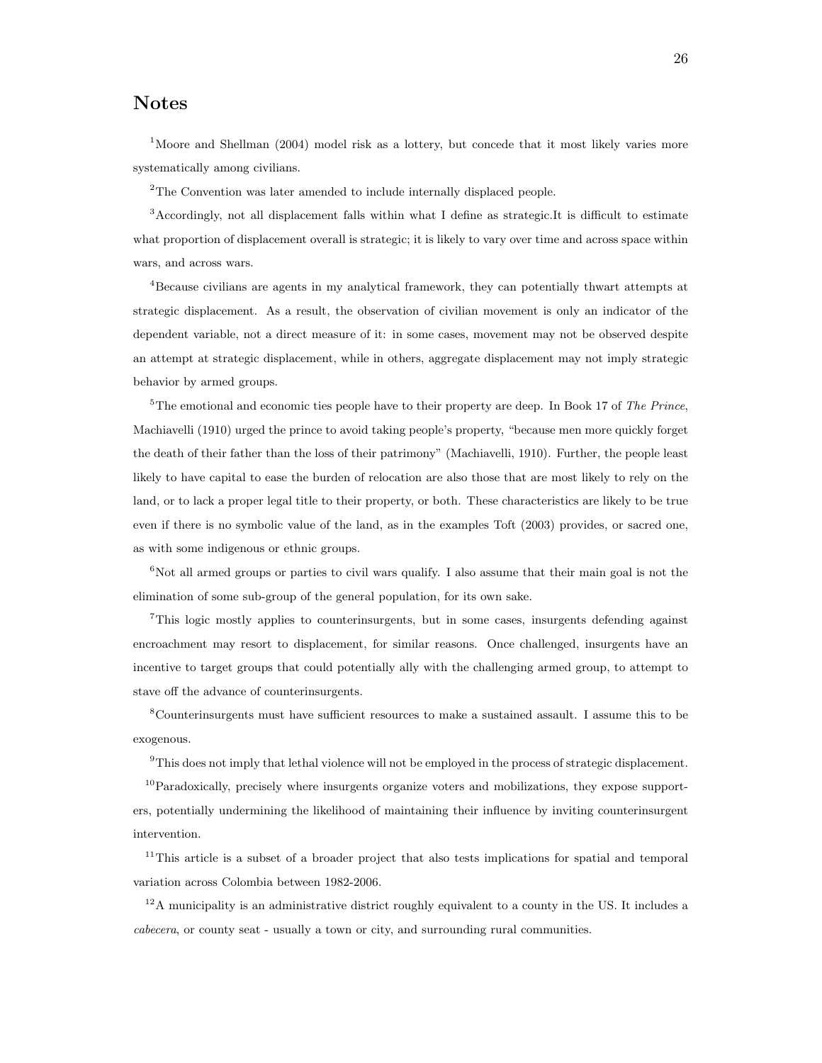# Notes

[1]Moore and Shellman (2004) model risk as a lottery, but concede that it most likely varies more systematically among civilians.

[2]The Convention was later amended to include internally displaced people.

[3]Accordingly, not all displacement falls within what I define as strategic.It is difficult to estimate what proportion of displacement overall is strategic; it is likely to vary over time and across space within wars, and across wars.

[4]Because civilians are agents in my analytical framework, they can potentially thwart attempts at strategic displacement. As a result, the observation of civilian movement is only an indicator of the dependent variable, not a direct measure of it: in some cases, movement may not be observed despite an attempt at strategic displacement, while in others, aggregate displacement may not imply strategic behavior by armed groups.

[5]The emotional and economic ties people have to their property are deep. In Book 17 of *The Prince*, Machiavelli (1910) urged the prince to avoid taking people's property, "because men more quickly forget the death of their father than the loss of their patrimony" (Machiavelli, 1910). Further, the people least likely to have capital to ease the burden of relocation are also those that are most likely to rely on the land, or to lack a proper legal title to their property, or both. These characteristics are likely to be true even if there is no symbolic value of the land, as in the examples Toft (2003) provides, or sacred one, as with some indigenous or ethnic groups.

[6]Not all armed groups or parties to civil wars qualify. I also assume that their main goal is not the elimination of some sub-group of the general population, for its own sake.

[7]This logic mostly applies to counterinsurgents, but in some cases, insurgents defending against encroachment may resort to displacement, for similar reasons. Once challenged, insurgents have an incentive to target groups that could potentially ally with the challenging armed group, to attempt to stave off the advance of counterinsurgents.

[8]Counterinsurgents must have sufficient resources to make a sustained assault. I assume this to be exogenous.

[9]This does not imply that lethal violence will not be employed in the process of strategic displacement.

[10]Paradoxically, precisely where insurgents organize voters and mobilizations, they expose supporters, potentially undermining the likelihood of maintaining their influence by inviting counterinsurgent intervention.

[11]This article is a subset of a broader project that also tests implications for spatial and temporal variation across Colombia between 1982-2006.

[12]A municipality is an administrative district roughly equivalent to a county in the US. It includes a *cabecera*, or county seat - usually a town or city, and surrounding rural communities.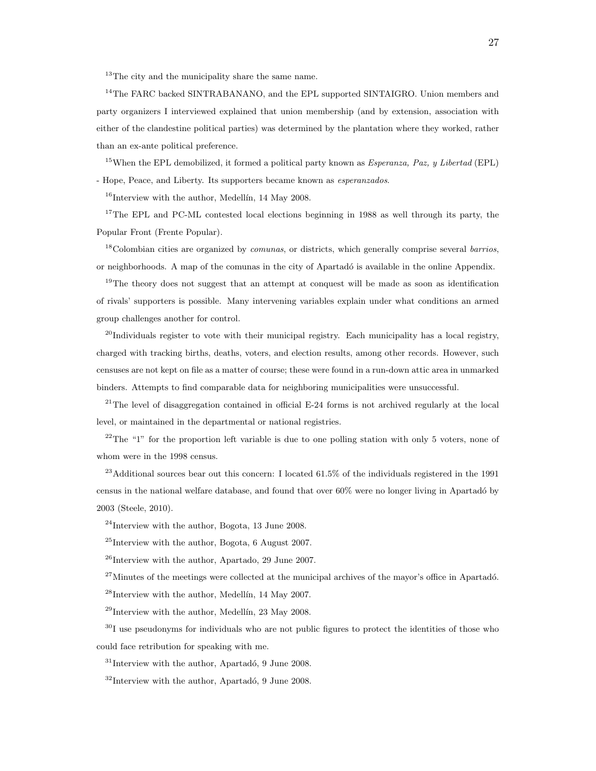[13]The city and the municipality share the same name.

[14]The FARC backed SINTRABANANO, and the EPL supported SINTAIGRO. Union members and party organizers I interviewed explained that union membership (and by extension, association with either of the clandestine political parties) was determined by the plantation where they worked, rather than an ex-ante political preference.

[15]When the EPL demobilized, it formed a political party known as *Esperanza, Paz, y Libertad* (EPL) - Hope, Peace, and Liberty. Its supporters became known as *esperanzados*.

[16]Interview with the author, Medellín, 14 May 2008.

[17]The EPL and PC-ML contested local elections beginning in 1988 as well through its party, the Popular Front (Frente Popular).

[18]Colombian cities are organized by *comunas*, or districts, which generally comprise several *barrios*, or neighborhoods. A map of the comunas in the city of Apartadó is available in the online Appendix.

[19]The theory does not suggest that an attempt at conquest will be made as soon as identification of rivals' supporters is possible. Many intervening variables explain under what conditions an armed group challenges another for control.

[20]Individuals register to vote with their municipal registry. Each municipality has a local registry, charged with tracking births, deaths, voters, and election results, among other records. However, such censuses are not kept on file as a matter of course; these were found in a run-down attic area in unmarked binders. Attempts to find comparable data for neighboring municipalities were unsuccessful.

[21]The level of disaggregation contained in official E-24 forms is not archived regularly at the local level, or maintained in the departmental or national registries.

[22]The "1" for the proportion left variable is due to one polling station with only 5 voters, none of whom were in the 1998 census.

[23]Additional sources bear out this concern: I located 61.5% of the individuals registered in the 1991 census in the national welfare database, and found that over 60% were no longer living in Apartadó by 2003 (Steele, 2010).

[24]Interview with the author, Bogota, 13 June 2008.

[25]Interview with the author, Bogota, 6 August 2007.

[26]Interview with the author, Apartado, 29 June 2007.

[27]Minutes of the meetings were collected at the municipal archives of the mayor's office in Apartadó.

[28]Interview with the author, Medellín, 14 May 2007.

[29]Interview with the author, Medellín, 23 May 2008.

[30]I use pseudonyms for individuals who are not public figures to protect the identities of those who could face retribution for speaking with me.

[31]Interview with the author, Apartadó, 9 June 2008.

[32]Interview with the author, Apartadó, 9 June 2008.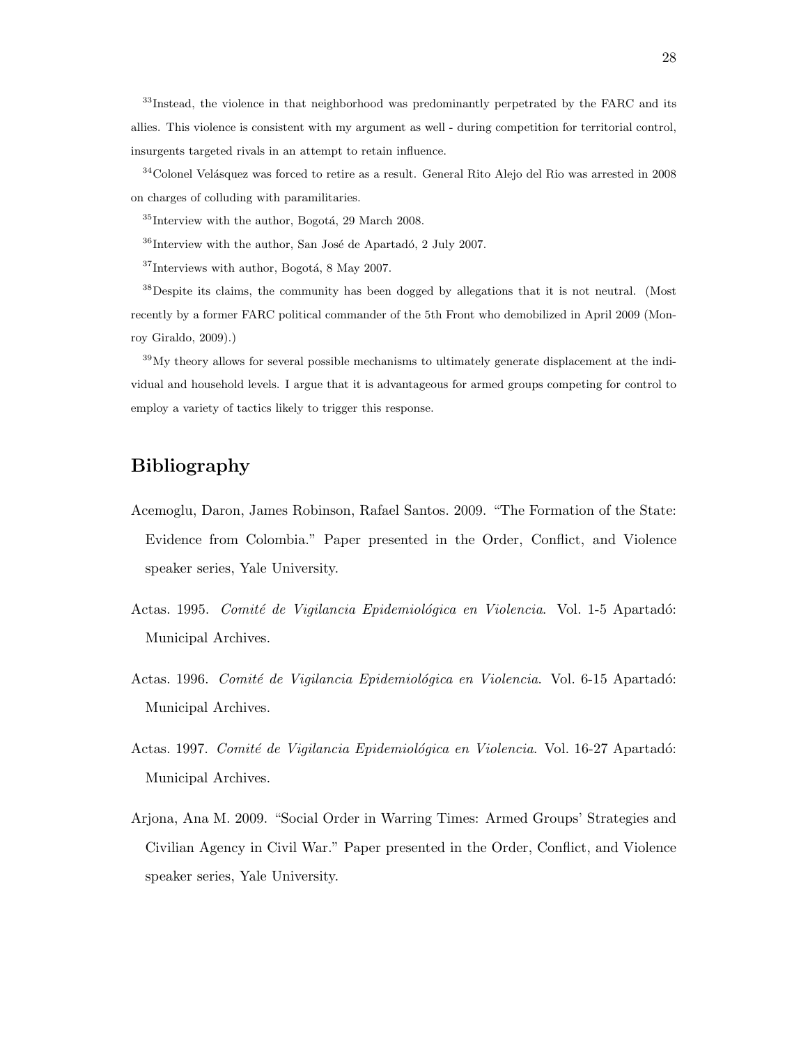[33]Instead, the violence in that neighborhood was predominantly perpetrated by the FARC and its allies. This violence is consistent with my argument as well - during competition for territorial control, insurgents targeted rivals in an attempt to retain influence.

[34]Colonel Velásquez was forced to retire as a result. General Rito Alejo del Rio was arrested in 2008 on charges of colluding with paramilitaries.

[35]Interview with the author, Bogotá, 29 March 2008.

[36]Interview with the author, San José de Apartadó, 2 July 2007.

[37]Interviews with author, Bogotá, 8 May 2007.

[38]Despite its claims, the community has been dogged by allegations that it is not neutral. (Most recently by a former FARC political commander of the 5th Front who demobilized in April 2009 (Monroy Giraldo, 2009).)

[39]My theory allows for several possible mechanisms to ultimately generate displacement at the individual and household levels. I argue that it is advantageous for armed groups competing for control to employ a variety of tactics likely to trigger this response.

## Bibliography

Acemoglu, Daron, James Robinson, Rafael Santos. 2009. "The Formation of the State: Evidence from Colombia." Paper presented in the Order, Conflict, and Violence speaker series, Yale University.

Actas. 1995. *Comité de Vigilancia Epidemiológica en Violencia*. Vol. 1-5 Apartadó: Municipal Archives.

Actas. 1996. *Comité de Vigilancia Epidemiológica en Violencia*. Vol. 6-15 Apartadó: Municipal Archives.

Actas. 1997. *Comité de Vigilancia Epidemiológica en Violencia*. Vol. 16-27 Apartadó: Municipal Archives.

Arjona, Ana M. 2009. "Social Order in Warring Times: Armed Groups' Strategies and Civilian Agency in Civil War." Paper presented in the Order, Conflict, and Violence speaker series, Yale University.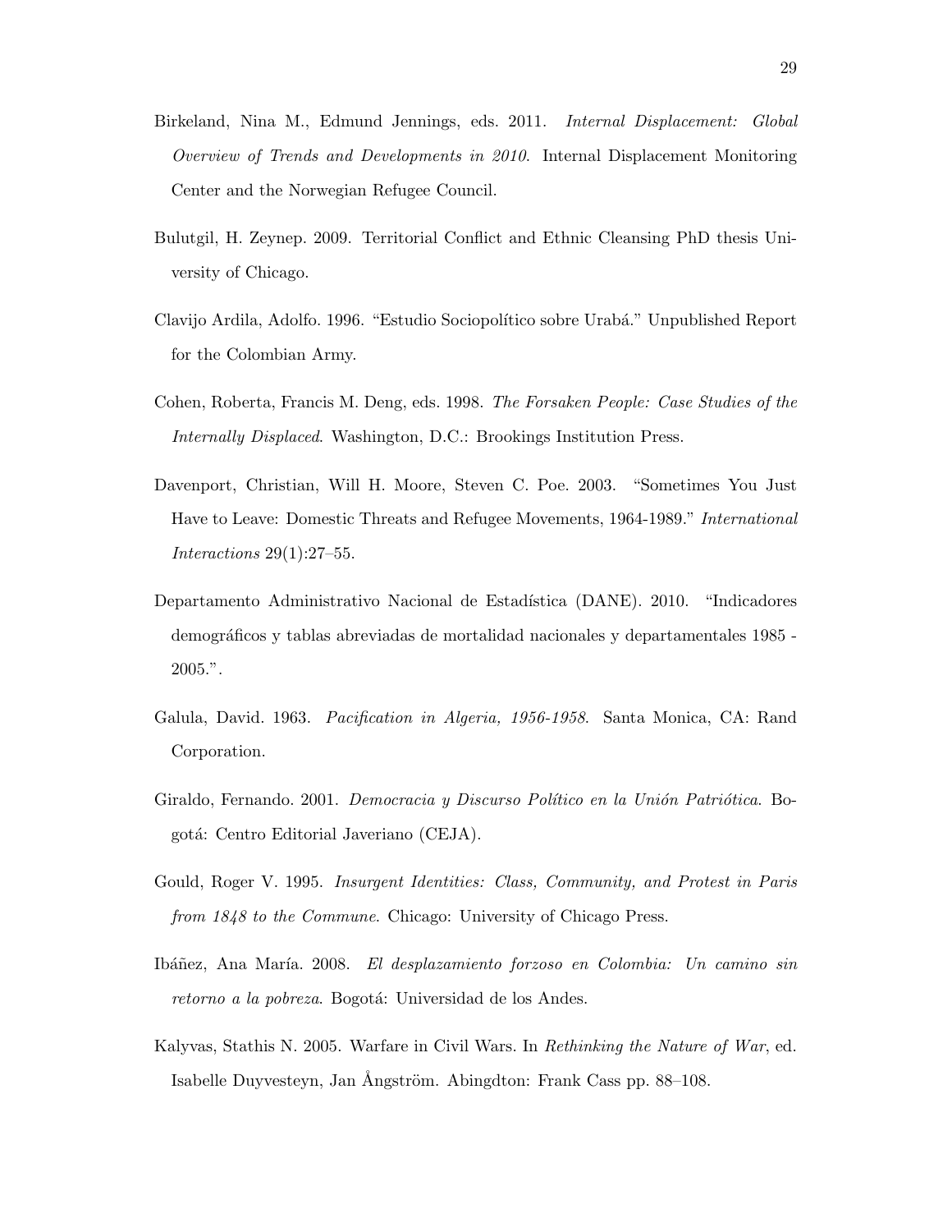Birkeland, Nina M., Edmund Jennings, eds. 2011. *Internal Displacement: Global Overview of Trends and Developments in 2010*. Internal Displacement Monitoring Center and the Norwegian Refugee Council.

Bulutgil, H. Zeynep. 2009. Territorial Conflict and Ethnic Cleansing PhD thesis University of Chicago.

Clavijo Ardila, Adolfo. 1996. "Estudio Sociopolítico sobre Urabá." Unpublished Report for the Colombian Army.

Cohen, Roberta, Francis M. Deng, eds. 1998. *The Forsaken People: Case Studies of the Internally Displaced*. Washington, D.C.: Brookings Institution Press.

Davenport, Christian, Will H. Moore, Steven C. Poe. 2003. "Sometimes You Just Have to Leave: Domestic Threats and Refugee Movements, 1964-1989." *International Interactions* 29(1):27–55.

Departamento Administrativo Nacional de Estadística (DANE). 2010. "Indicadores demográficos y tablas abreviadas de mortalidad nacionales y departamentales 1985 - 2005.".

Galula, David. 1963. *Pacification in Algeria, 1956-1958*. Santa Monica, CA: Rand Corporation.

Giraldo, Fernando. 2001. *Democracia y Discurso Político en la Unión Patriótica*. Bogotá: Centro Editorial Javeriano (CEJA).

Gould, Roger V. 1995. *Insurgent Identities: Class, Community, and Protest in Paris from 1848 to the Commune*. Chicago: University of Chicago Press.

Ibáñez, Ana María. 2008. *El desplazamiento forzoso en Colombia: Un camino sin retorno a la pobreza*. Bogotá: Universidad de los Andes.

Kalyvas, Stathis N. 2005. Warfare in Civil Wars. In *Rethinking the Nature of War*, ed. Isabelle Duyvesteyn, Jan Ångström. Abingdton: Frank Cass pp. 88–108.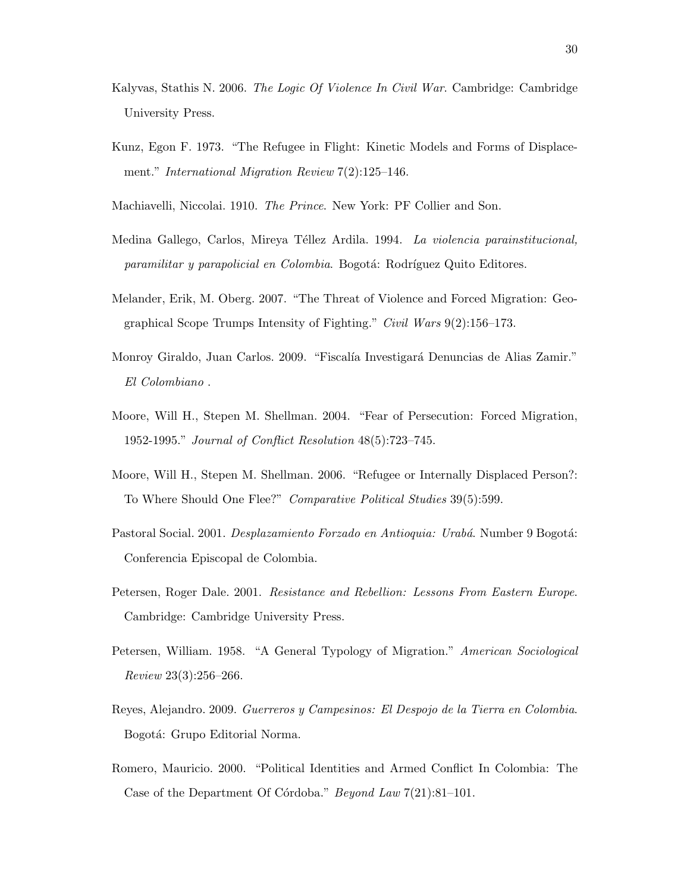Kalyvas, Stathis N. 2006. *The Logic Of Violence In Civil War*. Cambridge: Cambridge University Press.

Kunz, Egon F. 1973. "The Refugee in Flight: Kinetic Models and Forms of Displacement." *International Migration Review* 7(2):125–146.

Machiavelli, Niccolai. 1910. *The Prince*. New York: PF Collier and Son.

Medina Gallego, Carlos, Mireya Téllez Ardila. 1994. *La violencia parainstitucional, paramilitar y parapolicial en Colombia*. Bogotá: Rodríguez Quito Editores.

Melander, Erik, M. Oberg. 2007. "The Threat of Violence and Forced Migration: Geographical Scope Trumps Intensity of Fighting." *Civil Wars* 9(2):156–173.

Monroy Giraldo, Juan Carlos. 2009. "Fiscalía Investigará Denuncias de Alias Zamir." *El Colombiano* .

Moore, Will H., Stepen M. Shellman. 2004. "Fear of Persecution: Forced Migration, 1952-1995." *Journal of Conflict Resolution* 48(5):723–745.

Moore, Will H., Stepen M. Shellman. 2006. "Refugee or Internally Displaced Person?: To Where Should One Flee?" *Comparative Political Studies* 39(5):599.

Pastoral Social. 2001. *Desplazamiento Forzado en Antioquia: Urabá*. Number 9 Bogotá: Conferencia Episcopal de Colombia.

Petersen, Roger Dale. 2001. *Resistance and Rebellion: Lessons From Eastern Europe*. Cambridge: Cambridge University Press.

Petersen, William. 1958. "A General Typology of Migration." *American Sociological Review* 23(3):256–266.

Reyes, Alejandro. 2009. *Guerreros y Campesinos: El Despojo de la Tierra en Colombia*. Bogotá: Grupo Editorial Norma.

Romero, Mauricio. 2000. "Political Identities and Armed Conflict In Colombia: The Case of the Department Of Córdoba." *Beyond Law* 7(21):81–101.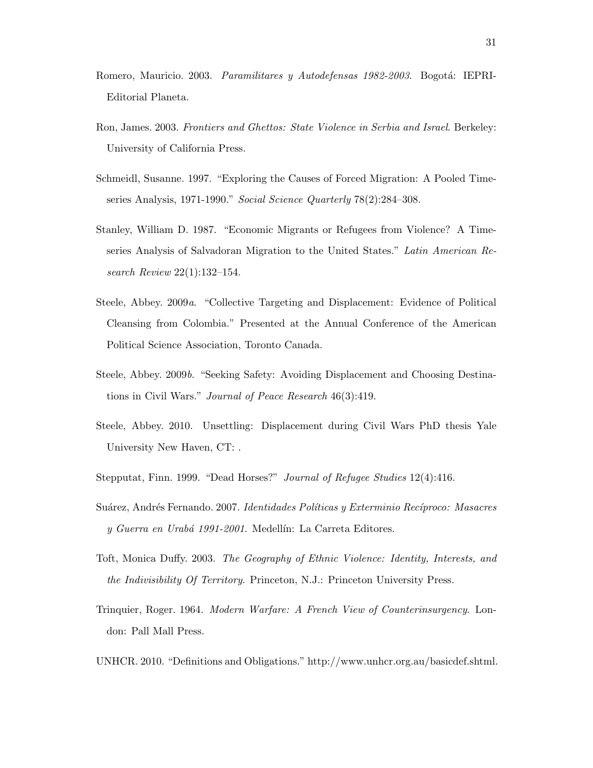Romero, Mauricio. 2003. *Paramilitares y Autodefensas 1982-2003*. Bogotá: IEPRI-Editorial Planeta.

Ron, James. 2003. *Frontiers and Ghettos: State Violence in Serbia and Israel*. Berkeley: University of California Press.

Schmeidl, Susanne. 1997. "Exploring the Causes of Forced Migration: A Pooled Time-series Analysis, 1971-1990." *Social Science Quarterly* 78(2):284–308.

Stanley, William D. 1987. "Economic Migrants or Refugees from Violence? A Time-series Analysis of Salvadoran Migration to the United States." *Latin American Research Review* 22(1):132–154.

Steele, Abbey. 2009*a*. "Collective Targeting and Displacement: Evidence of Political Cleansing from Colombia." Presented at the Annual Conference of the American Political Science Association, Toronto Canada.

Steele, Abbey. 2009*b*. "Seeking Safety: Avoiding Displacement and Choosing Destinations in Civil Wars." *Journal of Peace Research* 46(3):419.

Steele, Abbey. 2010. Unsettling: Displacement during Civil Wars PhD thesis Yale University New Haven, CT: .

Stepputat, Finn. 1999. "Dead Horses?" *Journal of Refugee Studies* 12(4):416.

Suárez, Andrés Fernando. 2007. *Identidades Políticas y Exterminio Recíproco: Masacres y Guerra en Urabá 1991-2001*. Medellín: La Carreta Editores.

Toft, Monica Duffy. 2003. *The Geography of Ethnic Violence: Identity, Interests, and the Indivisibility Of Territory*. Princeton, N.J.: Princeton University Press.

Trinquier, Roger. 1964. *Modern Warfare: A French View of Counterinsurgency*. London: Pall Mall Press.

UNHCR. 2010. "Definitions and Obligations." http://www.unhcr.org.au/basicdef.shtml.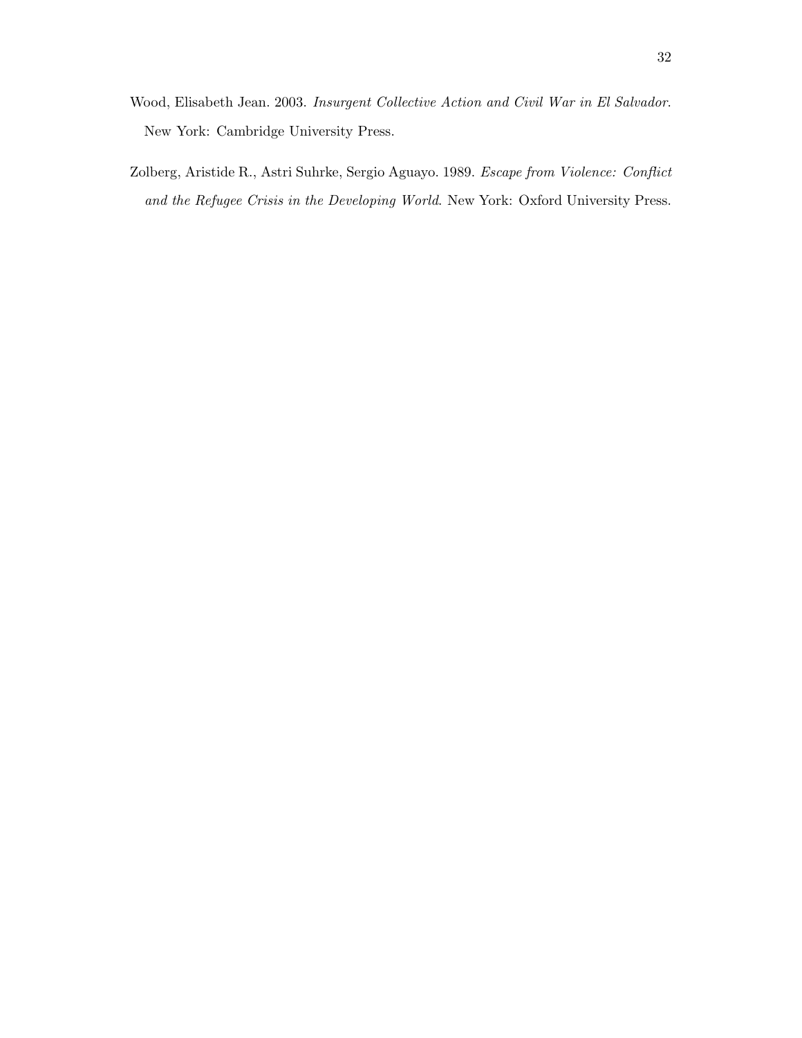Wood, Elisabeth Jean. 2003. *Insurgent Collective Action and Civil War in El Salvador*. New York: Cambridge University Press.

Zolberg, Aristide R., Astri Suhrke, Sergio Aguayo. 1989. *Escape from Violence: Conflict and the Refugee Crisis in the Developing World*. New York: Oxford University Press.